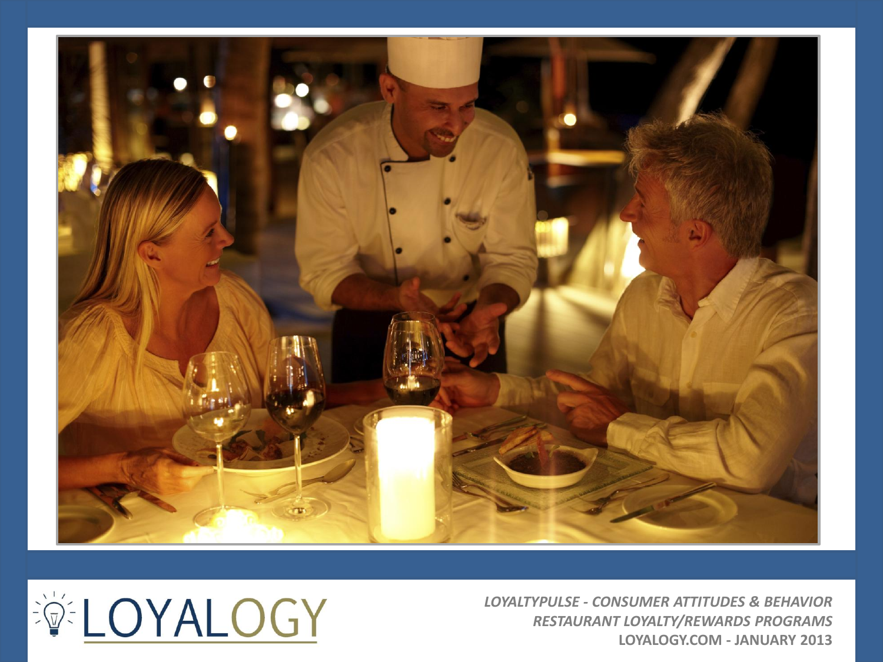LOYALOGY

*LOYALTYPULSE - CONSUMER ATTITUDES & BEHAVIOR*
*RESTAURANT LOYALTY/REWARDS PROGRAMS*
**LOYALOGY.COM - JANUARY 2013**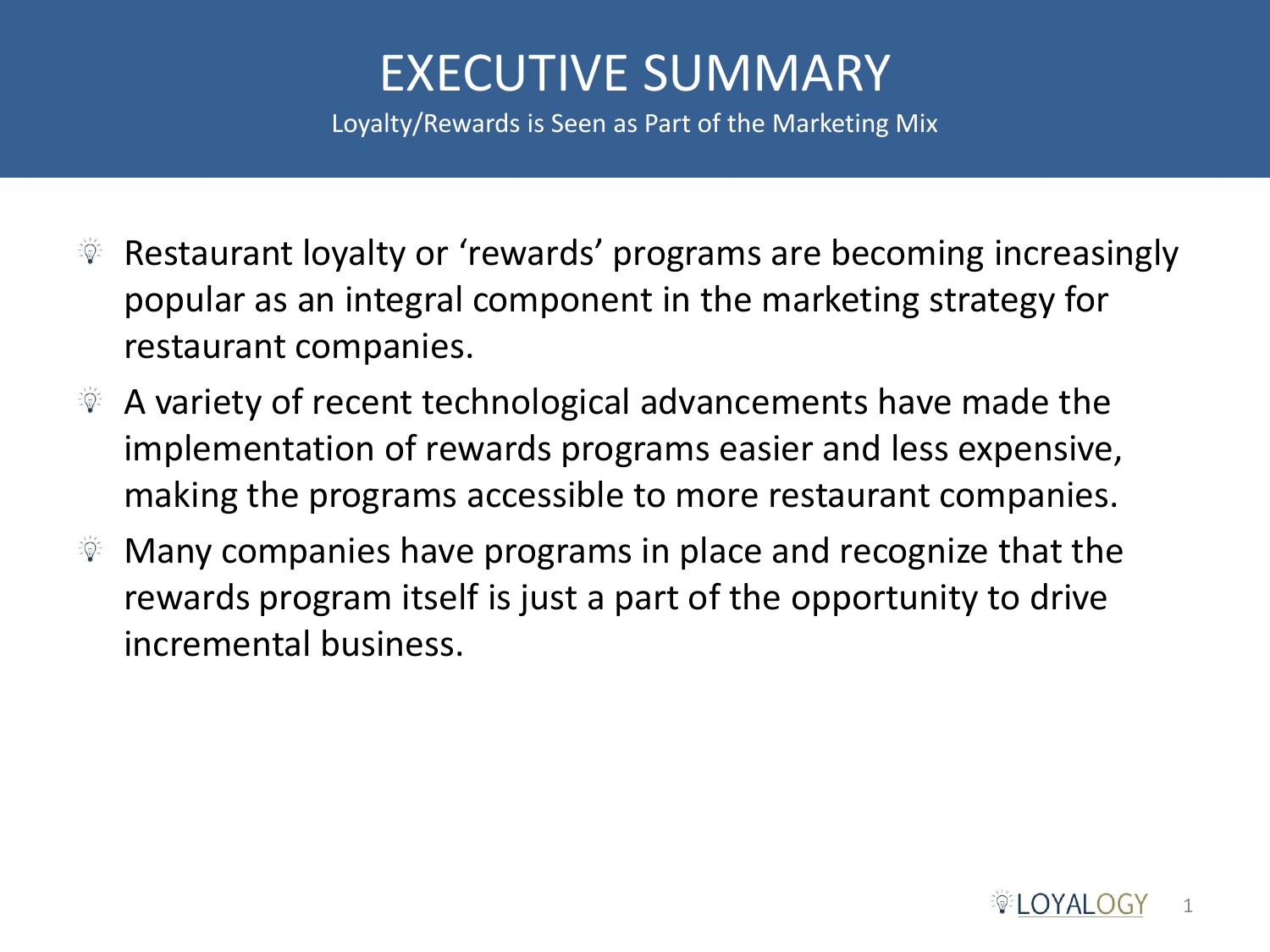# EXECUTIVE SUMMARY

Loyalty/Rewards is Seen as Part of the Marketing Mix

- Restaurant loyalty or 'rewards' programs are becoming increasingly popular as an integral component in the marketing strategy for restaurant companies.
- A variety of recent technological advancements have made the implementation of rewards programs easier and less expensive, making the programs accessible to more restaurant companies.
- Many companies have programs in place and recognize that the rewards program itself is just a part of the opportunity to drive incremental business.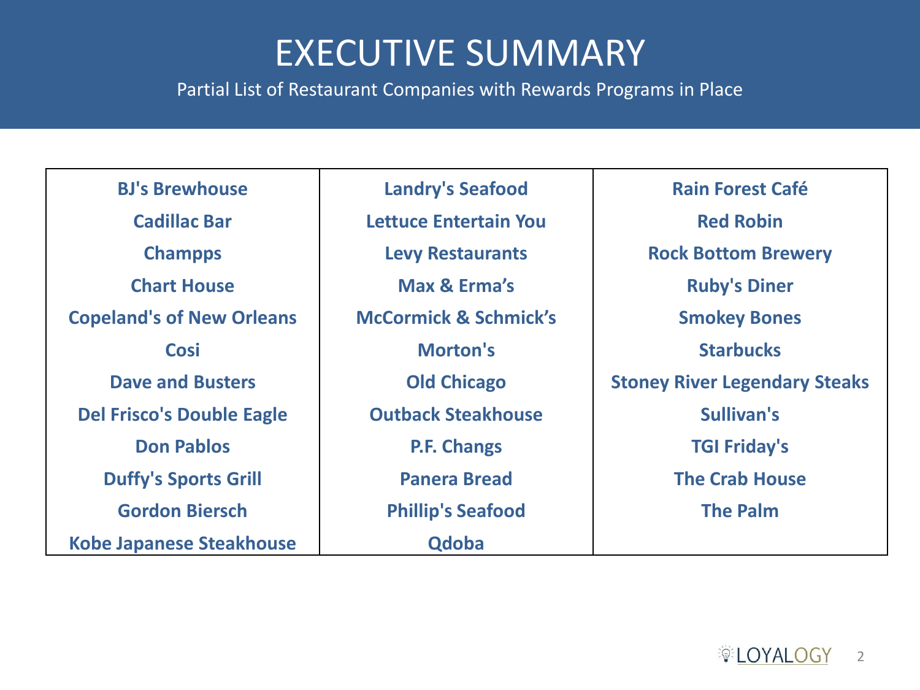# EXECUTIVE SUMMARY

Partial List of Restaurant Companies with Rewards Programs in Place

| | | |
|---|---|---|
| **BJ's Brewhouse** | **Landry's Seafood** | **Rain Forest Café** |
| **Cadillac Bar** | **Lettuce Entertain You** | **Red Robin** |
| **Champps** | **Levy Restaurants** | **Rock Bottom Brewery** |
| **Chart House** | **Max & Erma's** | **Ruby's Diner** |
| **Copeland's of New Orleans** | **McCormick & Schmick's** | **Smokey Bones** |
| **Cosi** | **Morton's** | **Starbucks** |
| **Dave and Busters** | **Old Chicago** | **Stoney River Legendary Steaks** |
| **Del Frisco's Double Eagle** | **Outback Steakhouse** | **Sullivan's** |
| **Don Pablos** | **P.F. Changs** | **TGI Friday's** |
| **Duffy's Sports Grill** | **Panera Bread** | **The Crab House** |
| **Gordon Biersch** | **Phillip's Seafood** | **The Palm** |
| **Kobe Japanese Steakhouse** | **Qdoba** | |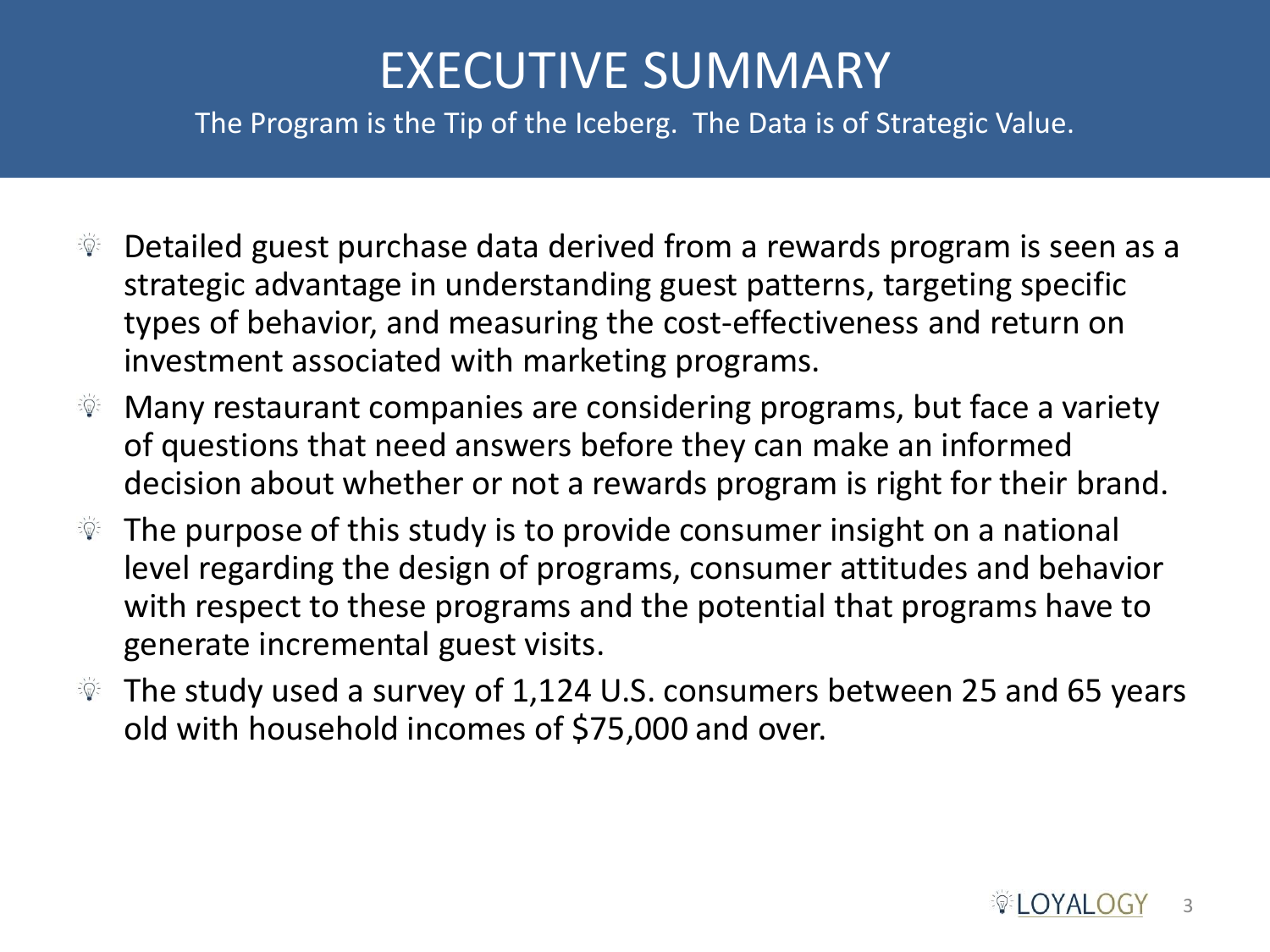# EXECUTIVE SUMMARY

The Program is the Tip of the Iceberg. The Data is of Strategic Value.

- Detailed guest purchase data derived from a rewards program is seen as a strategic advantage in understanding guest patterns, targeting specific types of behavior, and measuring the cost-effectiveness and return on investment associated with marketing programs.
- Many restaurant companies are considering programs, but face a variety of questions that need answers before they can make an informed decision about whether or not a rewards program is right for their brand.
- The purpose of this study is to provide consumer insight on a national level regarding the design of programs, consumer attitudes and behavior with respect to these programs and the potential that programs have to generate incremental guest visits.
- The study used a survey of 1,124 U.S. consumers between 25 and 65 years old with household incomes of $75,000 and over.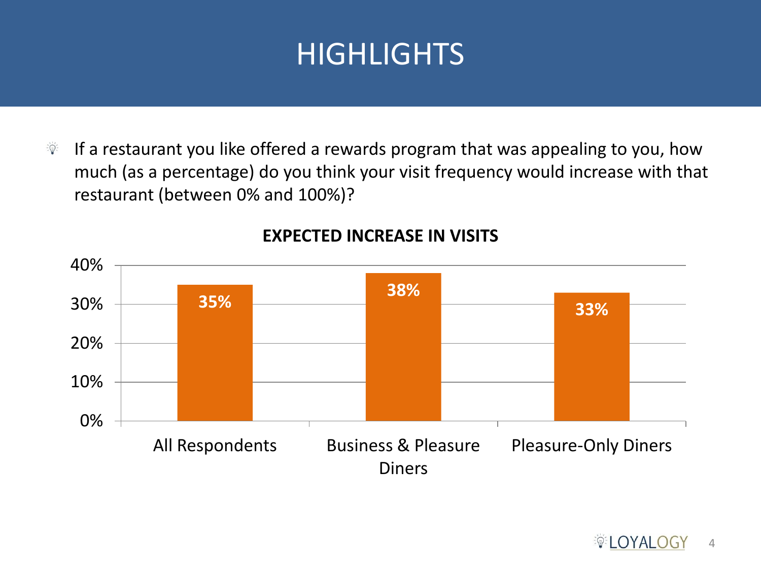# HIGHLIGHTS

- If a restaurant you like offered a rewards program that was appealing to you, how much (as a percentage) do you think your visit frequency would increase with that restaurant (between 0% and 100%)?

**EXPECTED INCREASE IN VISITS**

| | All Respondents | Business & Pleasure Diners | Pleasure-Only Diners |
|---|---|---|---|
| Expected Increase in Visits | 35% | 38% | 33% |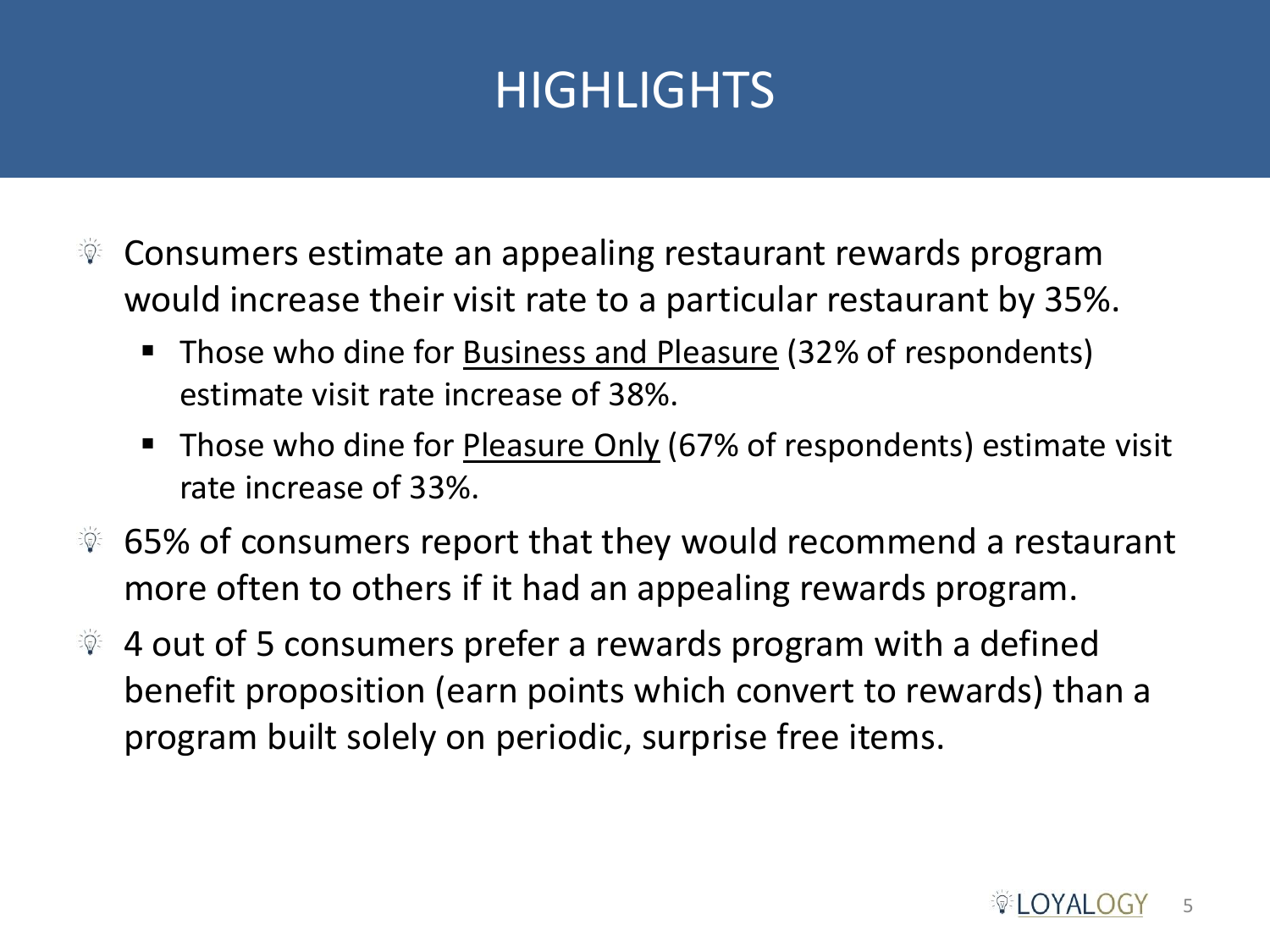# HIGHLIGHTS

- Consumers estimate an appealing restaurant rewards program would increase their visit rate to a particular restaurant by 35%.
  - Those who dine for <u>Business and Pleasure</u> (32% of respondents) estimate visit rate increase of 38%.
  - Those who dine for <u>Pleasure Only</u> (67% of respondents) estimate visit rate increase of 33%.
- 65% of consumers report that they would recommend a restaurant more often to others if it had an appealing rewards program.
- 4 out of 5 consumers prefer a rewards program with a defined benefit proposition (earn points which convert to rewards) than a program built solely on periodic, surprise free items.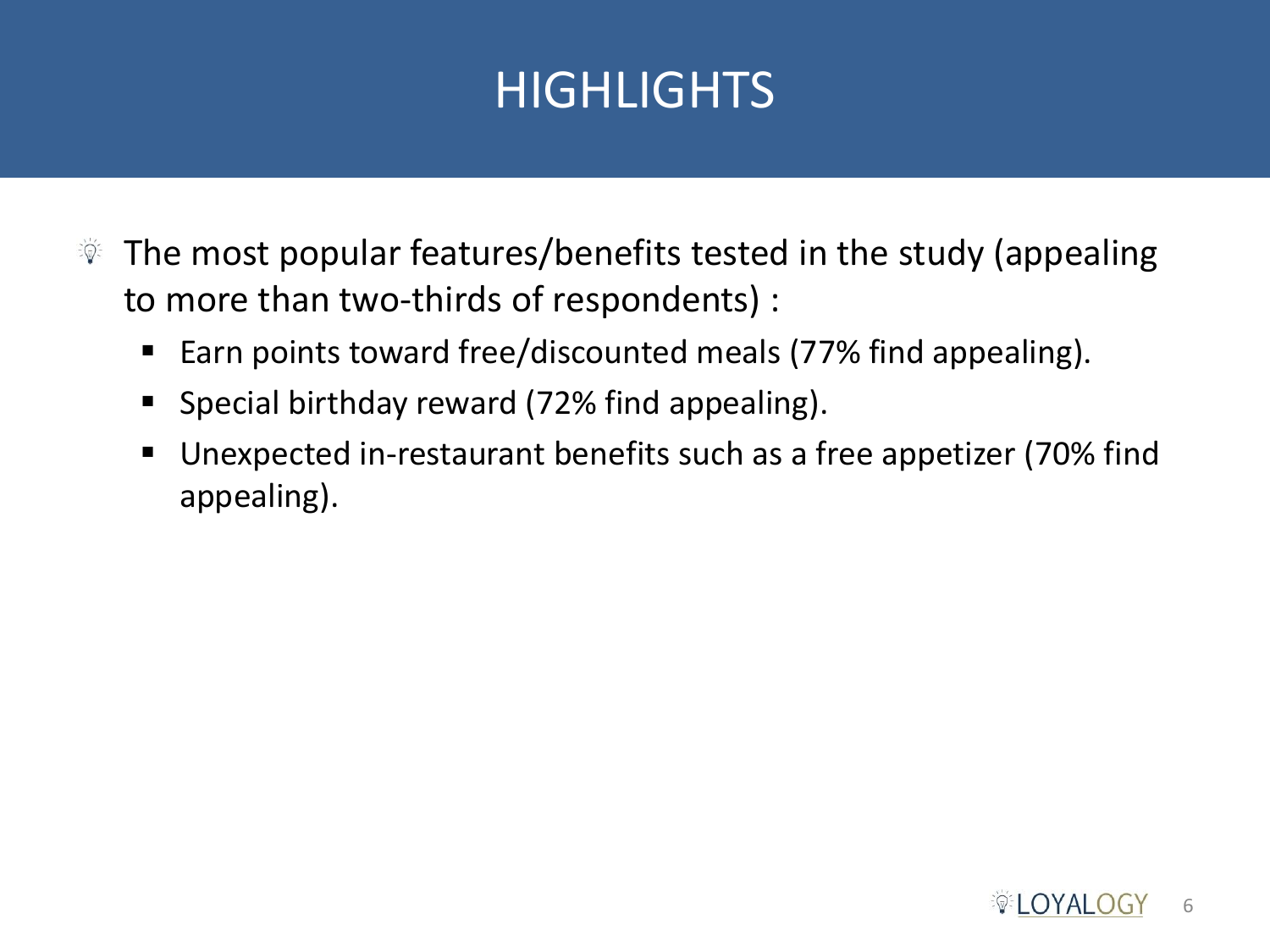# HIGHLIGHTS

- The most popular features/benefits tested in the study (appealing to more than two-thirds of respondents) :
  - Earn points toward free/discounted meals (77% find appealing).
  - Special birthday reward (72% find appealing).
  - Unexpected in-restaurant benefits such as a free appetizer (70% find appealing).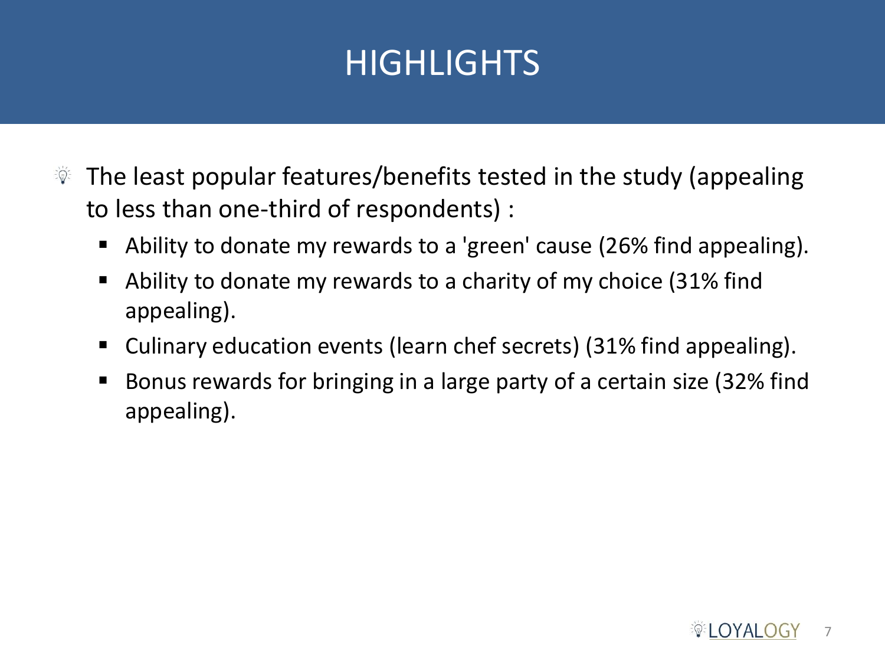# HIGHLIGHTS

- The least popular features/benefits tested in the study (appealing to less than one-third of respondents) :
  - Ability to donate my rewards to a 'green' cause (26% find appealing).
  - Ability to donate my rewards to a charity of my choice (31% find appealing).
  - Culinary education events (learn chef secrets) (31% find appealing).
  - Bonus rewards for bringing in a large party of a certain size (32% find appealing).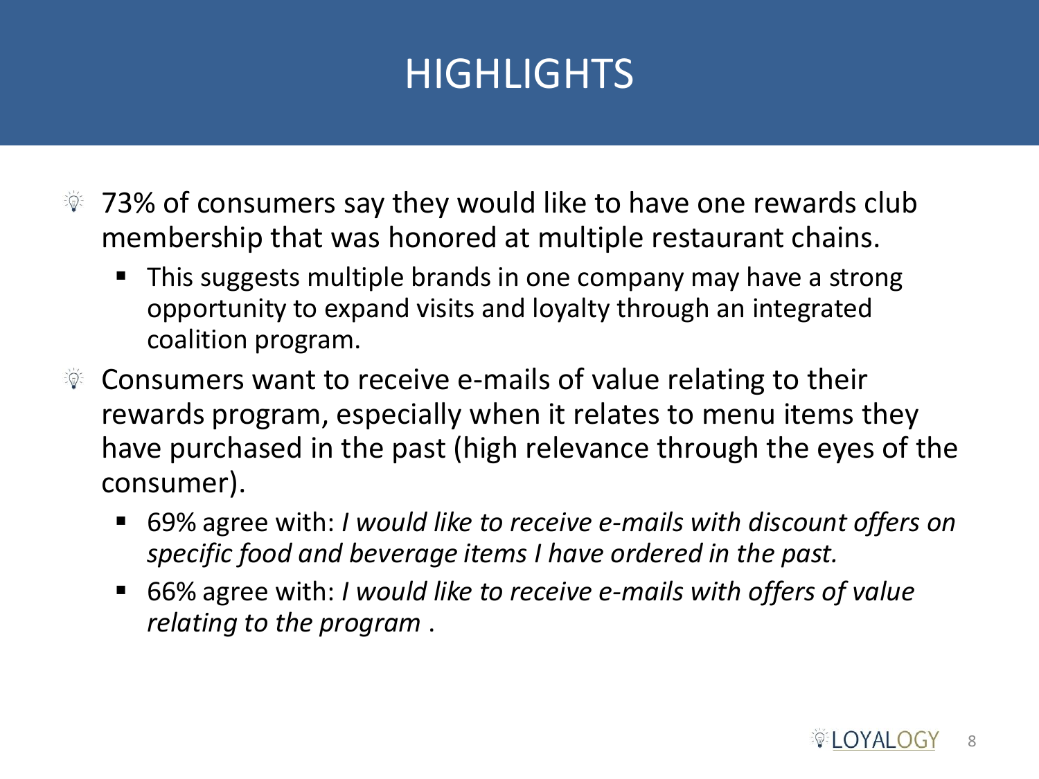# HIGHLIGHTS

- 73% of consumers say they would like to have one rewards club membership that was honored at multiple restaurant chains.
  - This suggests multiple brands in one company may have a strong opportunity to expand visits and loyalty through an integrated coalition program.
- Consumers want to receive e-mails of value relating to their rewards program, especially when it relates to menu items they have purchased in the past (high relevance through the eyes of the consumer).
  - 69% agree with: *I would like to receive e-mails with discount offers on specific food and beverage items I have ordered in the past.*
  - 66% agree with: *I would like to receive e-mails with offers of value relating to the program* .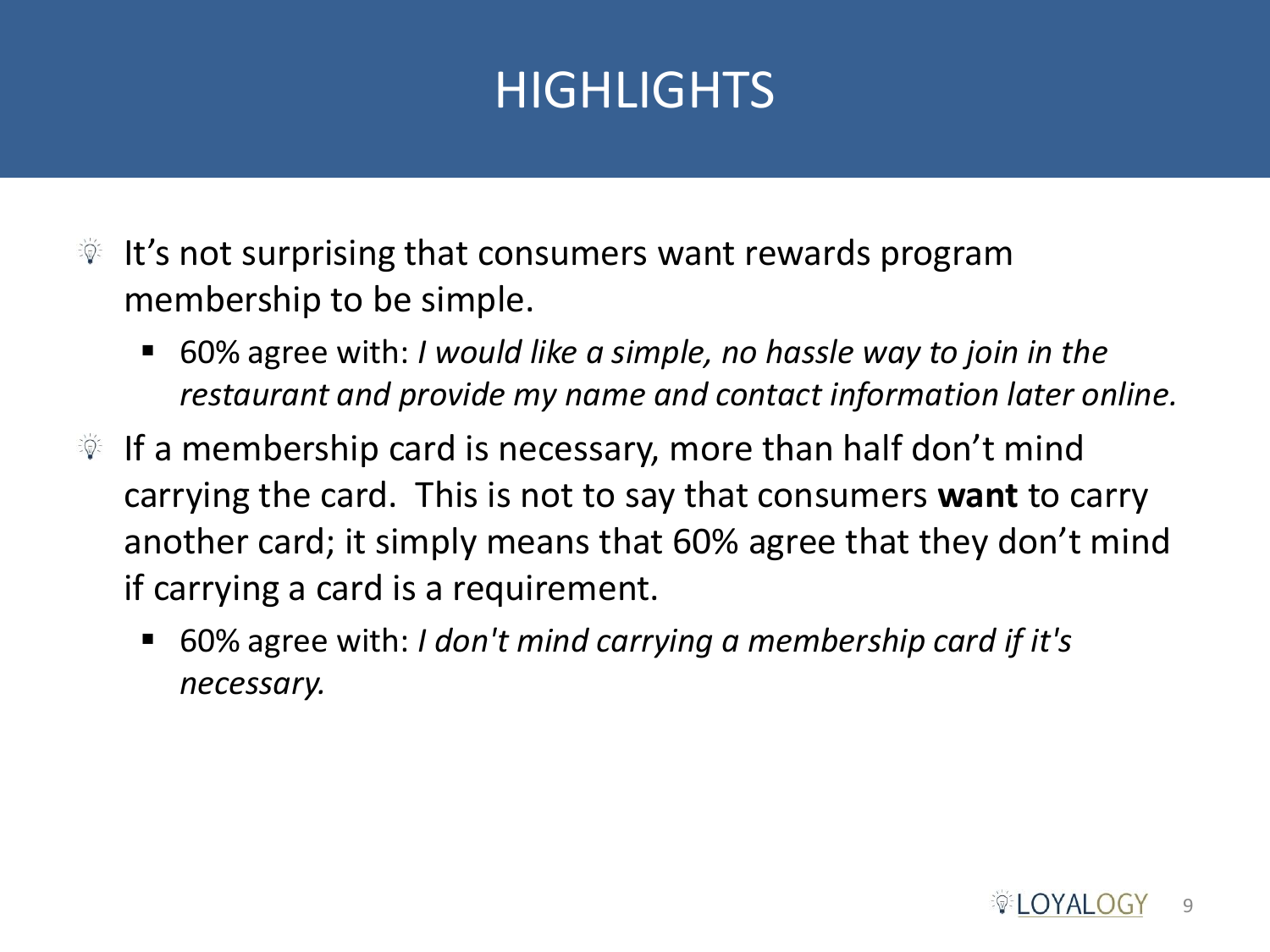# HIGHLIGHTS

- It's not surprising that consumers want rewards program membership to be simple.
  - 60% agree with: *I would like a simple, no hassle way to join in the restaurant and provide my name and contact information later online.*
- If a membership card is necessary, more than half don't mind carrying the card. This is not to say that consumers **want** to carry another card; it simply means that 60% agree that they don't mind if carrying a card is a requirement.
  - 60% agree with: *I don't mind carrying a membership card if it's necessary.*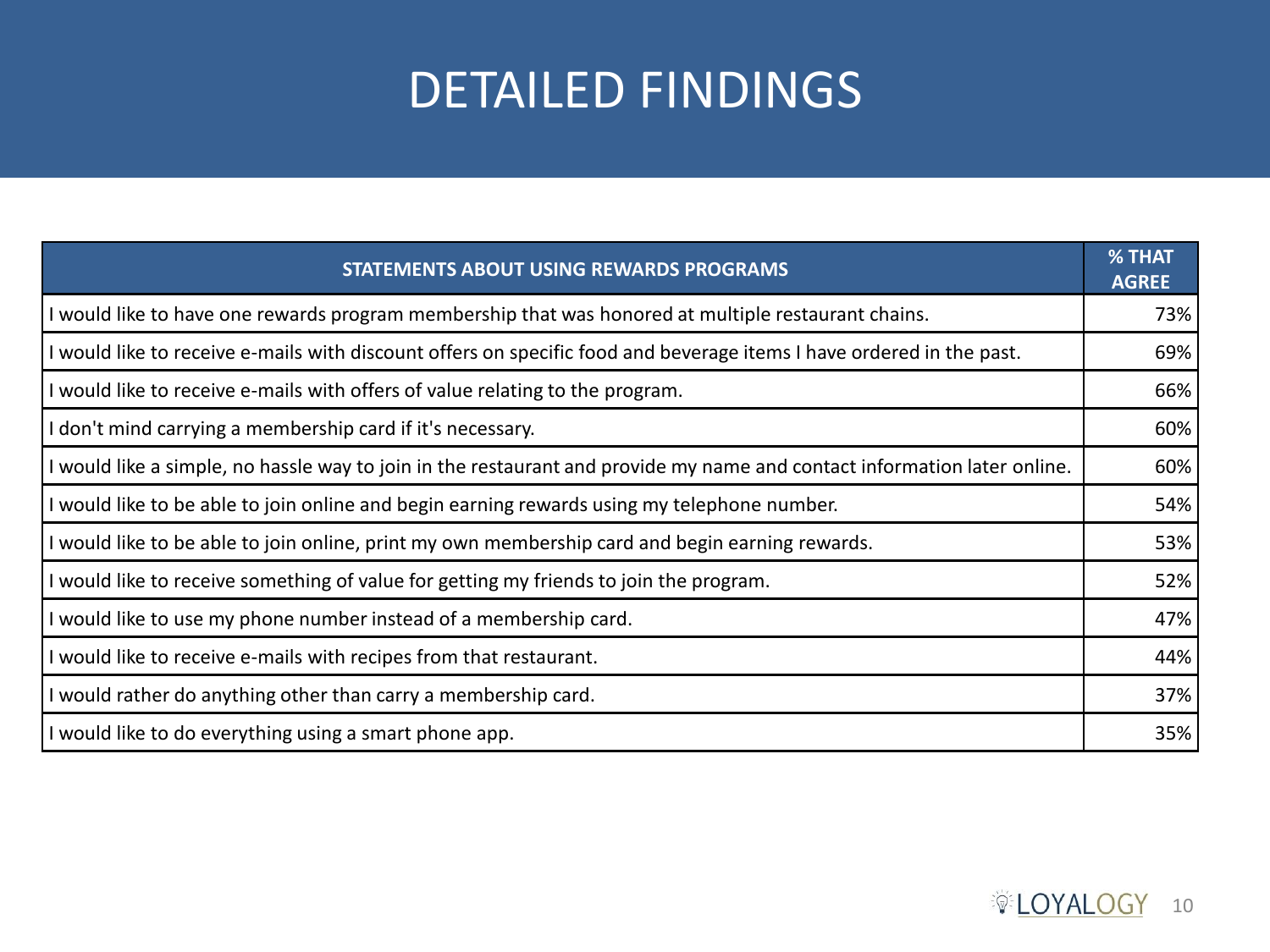# DETAILED FINDINGS

| STATEMENTS ABOUT USING REWARDS PROGRAMS | % THAT AGREE |
|---|---|
| I would like to have one rewards program membership that was honored at multiple restaurant chains. | 73% |
| I would like to receive e-mails with discount offers on specific food and beverage items I have ordered in the past. | 69% |
| I would like to receive e-mails with offers of value relating to the program. | 66% |
| I don't mind carrying a membership card if it's necessary. | 60% |
| I would like a simple, no hassle way to join in the restaurant and provide my name and contact information later online. | 60% |
| I would like to be able to join online and begin earning rewards using my telephone number. | 54% |
| I would like to be able to join online, print my own membership card and begin earning rewards. | 53% |
| I would like to receive something of value for getting my friends to join the program. | 52% |
| I would like to use my phone number instead of a membership card. | 47% |
| I would like to receive e-mails with recipes from that restaurant. | 44% |
| I would rather do anything other than carry a membership card. | 37% |
| I would like to do everything using a smart phone app. | 35% |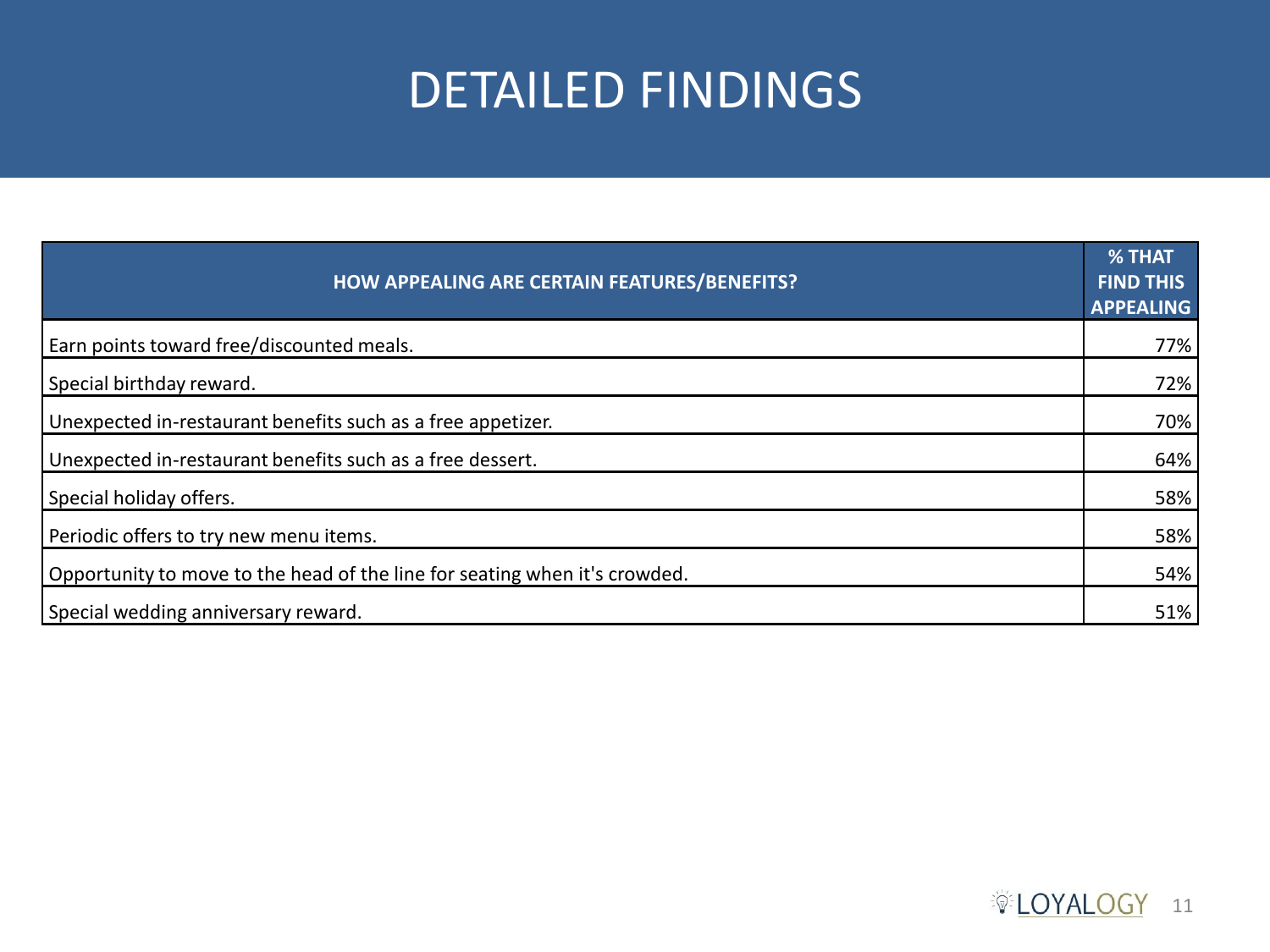# DETAILED FINDINGS

| HOW APPEALING ARE CERTAIN FEATURES/BENEFITS? | % THAT FIND THIS APPEALING |
|---|---|
| Earn points toward free/discounted meals. | 77% |
| Special birthday reward. | 72% |
| Unexpected in-restaurant benefits such as a free appetizer. | 70% |
| Unexpected in-restaurant benefits such as a free dessert. | 64% |
| Special holiday offers. | 58% |
| Periodic offers to try new menu items. | 58% |
| Opportunity to move to the head of the line for seating when it's crowded. | 54% |
| Special wedding anniversary reward. | 51% |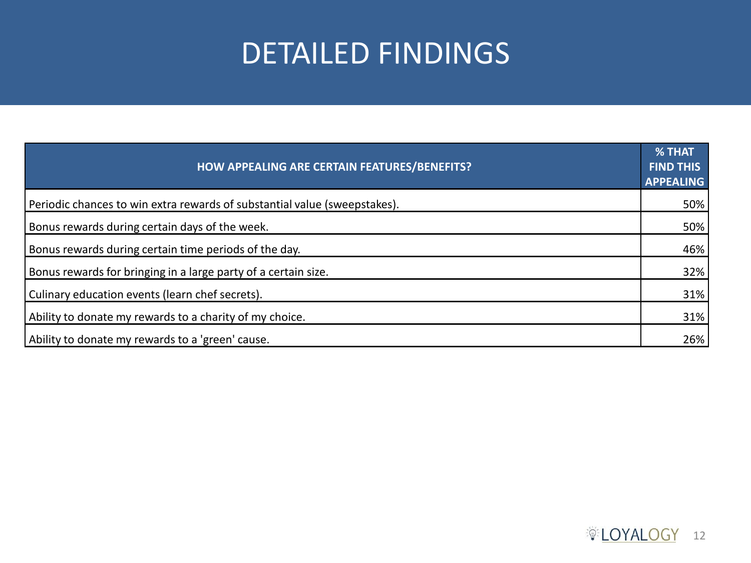# DETAILED FINDINGS

| HOW APPEALING ARE CERTAIN FEATURES/BENEFITS? | % THAT FIND THIS APPEALING |
|---|---|
| Periodic chances to win extra rewards of substantial value (sweepstakes). | 50% |
| Bonus rewards during certain days of the week. | 50% |
| Bonus rewards during certain time periods of the day. | 46% |
| Bonus rewards for bringing in a large party of a certain size. | 32% |
| Culinary education events (learn chef secrets). | 31% |
| Ability to donate my rewards to a charity of my choice. | 31% |
| Ability to donate my rewards to a 'green' cause. | 26% |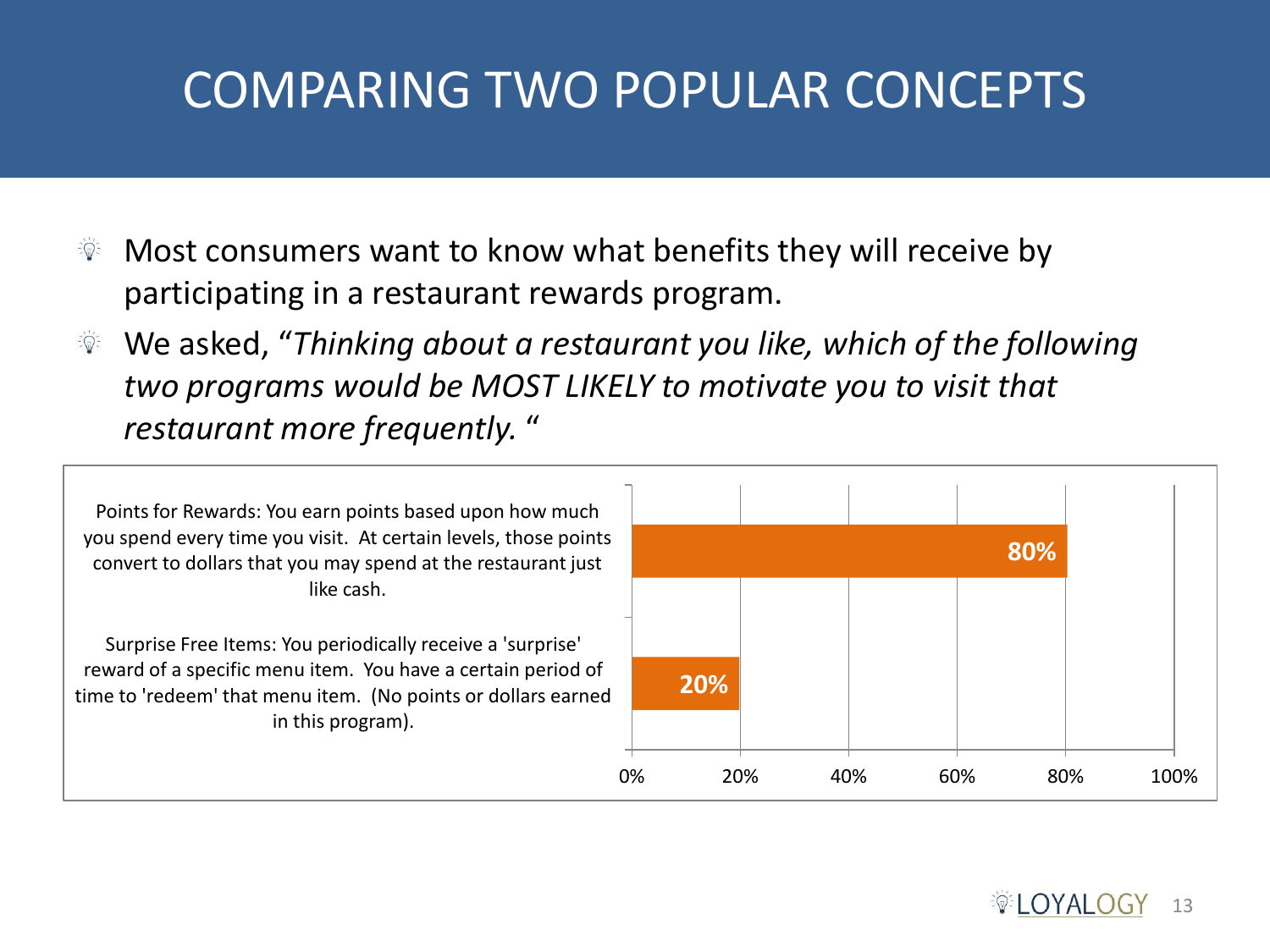# COMPARING TWO POPULAR CONCEPTS

- Most consumers want to know what benefits they will receive by participating in a restaurant rewards program.
- We asked, *"Thinking about a restaurant you like, which of the following two programs would be MOST LIKELY to motivate you to visit that restaurant more frequently. "*

| Program | % |
|---|---|
| Points for Rewards: You earn points based upon how much you spend every time you visit. At certain levels, those points convert to dollars that you may spend at the restaurant just like cash. | 80% |
| Surprise Free Items: You periodically receive a 'surprise' reward of a specific menu item. You have a certain period of time to 'redeem' that menu item. (No points or dollars earned in this program). | 20% |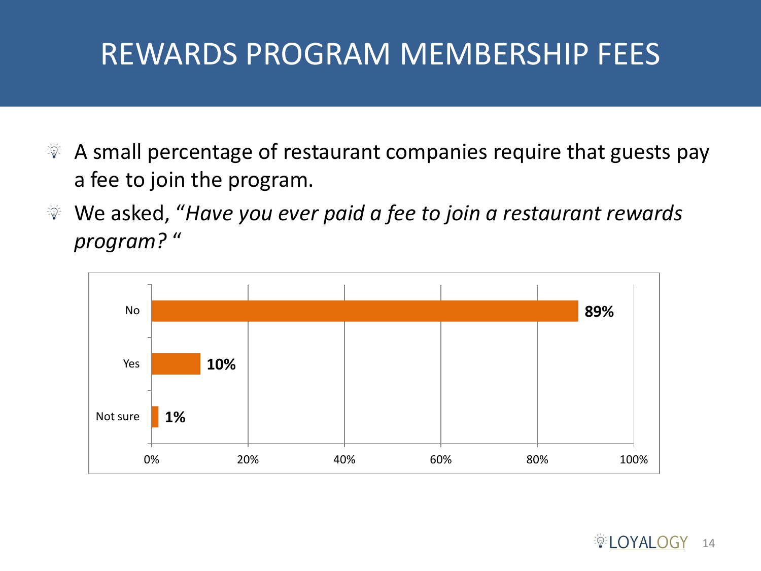# REWARDS PROGRAM MEMBERSHIP FEES

- A small percentage of restaurant companies require that guests pay a fee to join the program.
- We asked, “*Have you ever paid a fee to join a restaurant rewards program?* “

| Response | Percentage |
| --- | --- |
| No | 89% |
| Yes | 10% |
| Not sure | 1% |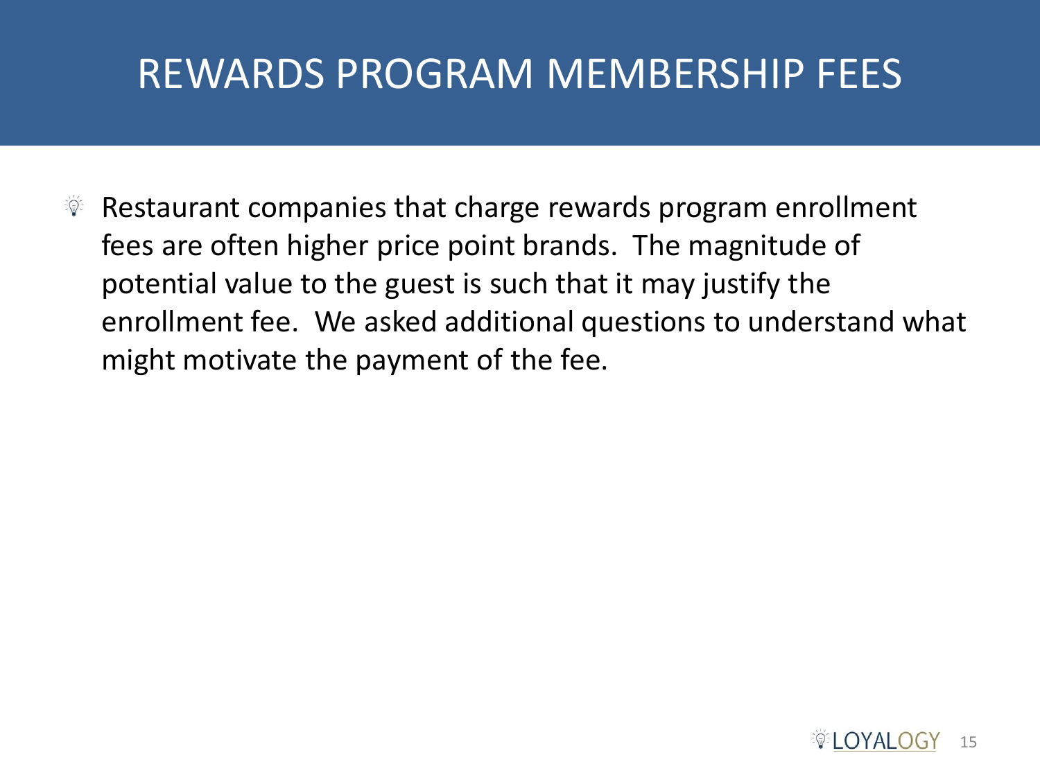# REWARDS PROGRAM MEMBERSHIP FEES

- Restaurant companies that charge rewards program enrollment fees are often higher price point brands. The magnitude of potential value to the guest is such that it may justify the enrollment fee. We asked additional questions to understand what might motivate the payment of the fee.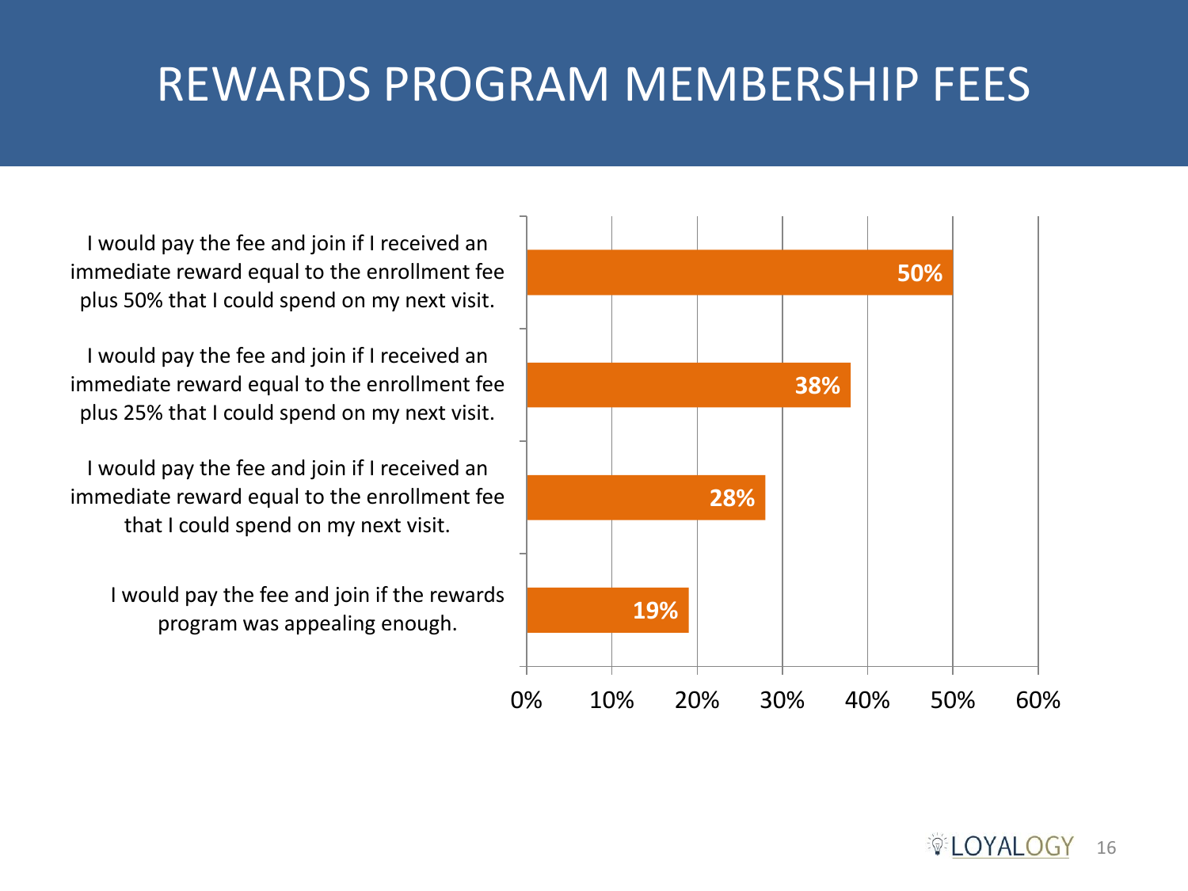# REWARDS PROGRAM MEMBERSHIP FEES

| Statement | Percentage |
|---|---|
| I would pay the fee and join if I received an immediate reward equal to the enrollment fee plus 50% that I could spend on my next visit. | 50% |
| I would pay the fee and join if I received an immediate reward equal to the enrollment fee plus 25% that I could spend on my next visit. | 38% |
| I would pay the fee and join if I received an immediate reward equal to the enrollment fee that I could spend on my next visit. | 28% |
| I would pay the fee and join if the rewards program was appealing enough. | 19% |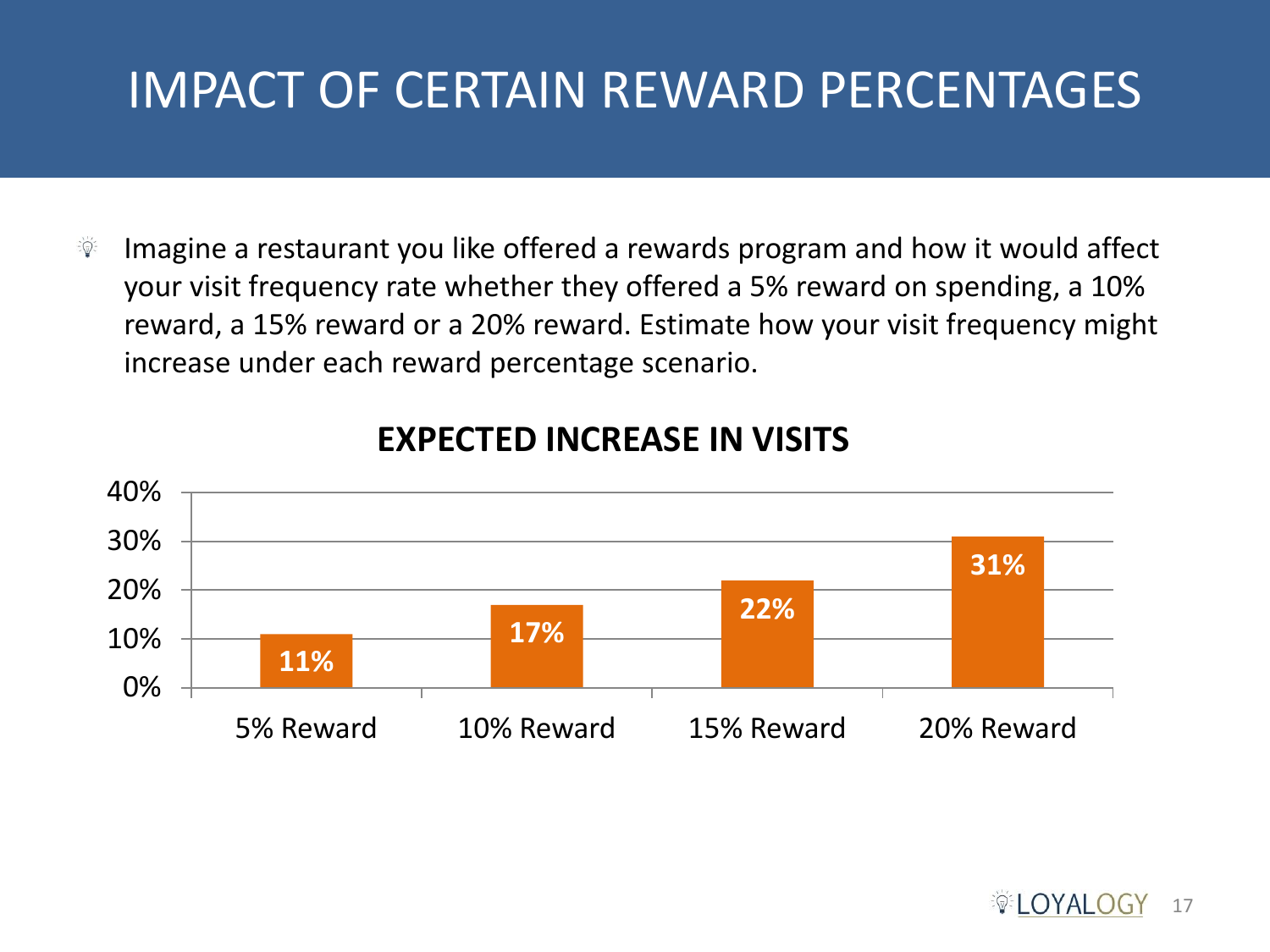# IMPACT OF CERTAIN REWARD PERCENTAGES

- Imagine a restaurant you like offered a rewards program and how it would affect your visit frequency rate whether they offered a 5% reward on spending, a 10% reward, a 15% reward or a 20% reward. Estimate how your visit frequency might increase under each reward percentage scenario.

**EXPECTED INCREASE IN VISITS**

| Reward | Expected Increase in Visits |
| --- | --- |
| 5% Reward | 11% |
| 10% Reward | 17% |
| 15% Reward | 22% |
| 20% Reward | 31% |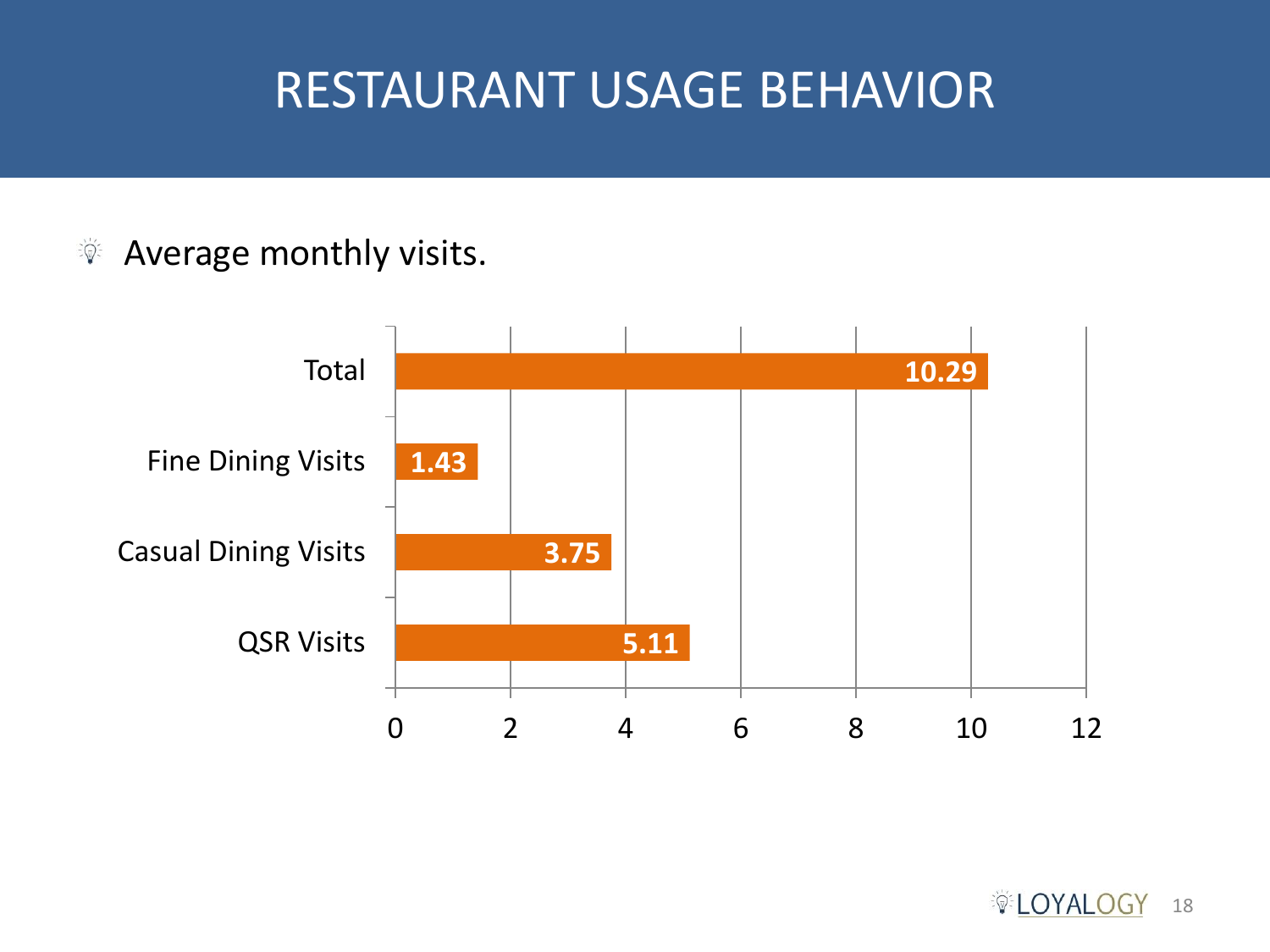# RESTAURANT USAGE BEHAVIOR

- Average monthly visits.

| Category | Average monthly visits |
|---|---|
| Total | 10.29 |
| Fine Dining Visits | 1.43 |
| Casual Dining Visits | 3.75 |
| QSR Visits | 5.11 |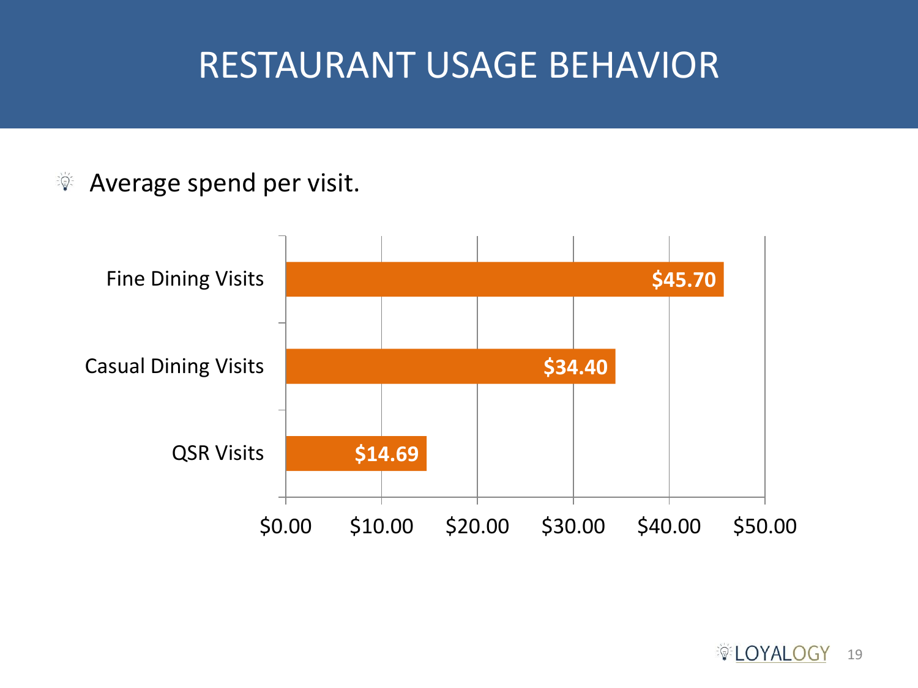# RESTAURANT USAGE BEHAVIOR

- Average spend per visit.

| Category | Average spend per visit |
|---|---|
| Fine Dining Visits | $45.70 |
| Casual Dining Visits | $34.40 |
| QSR Visits | $14.69 |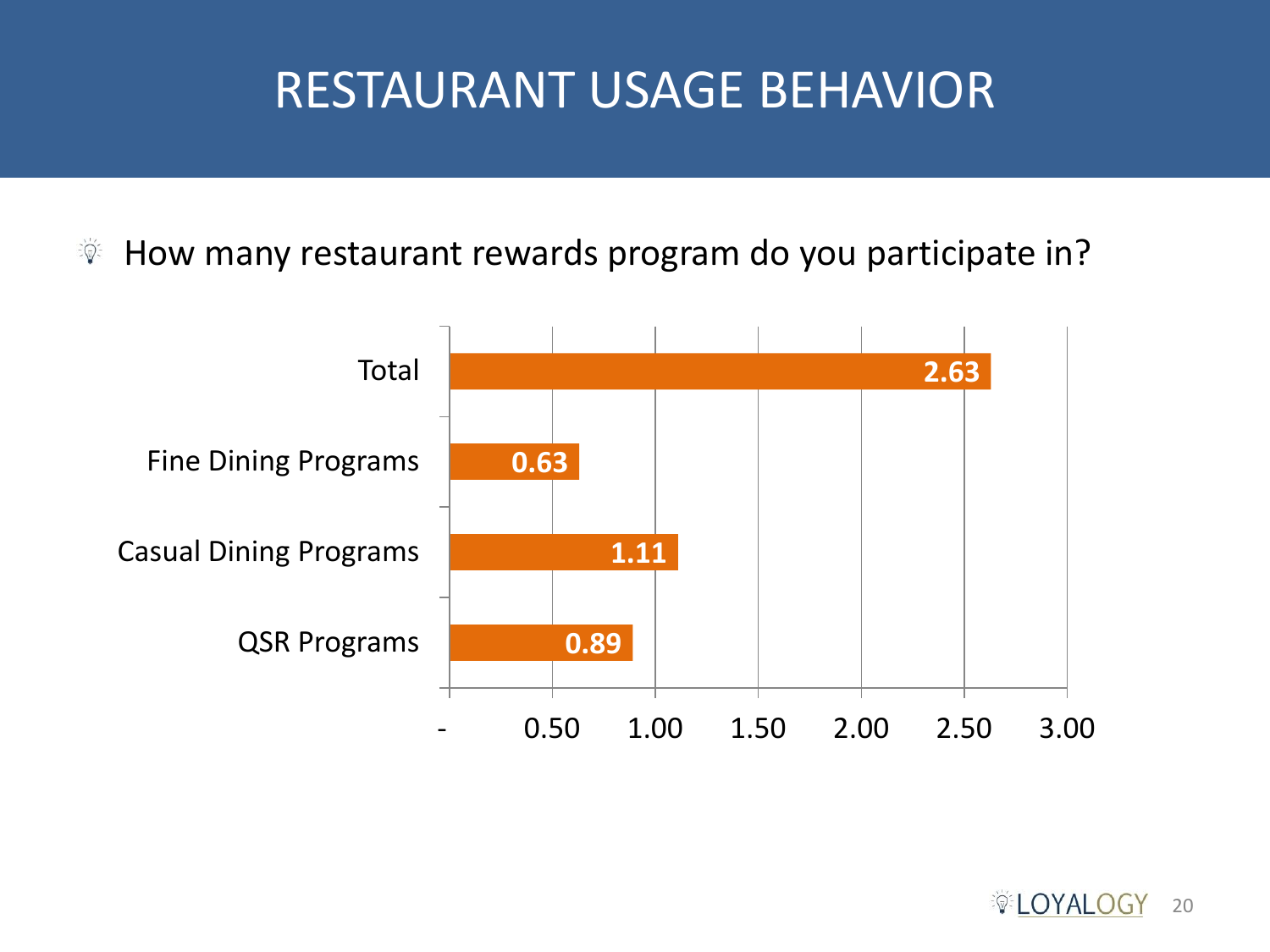# RESTAURANT USAGE BEHAVIOR

- How many restaurant rewards program do you participate in?

| Category | Value |
|---|---|
| Total | 2.63 |
| Fine Dining Programs | 0.63 |
| Casual Dining Programs | 1.11 |
| QSR Programs | 0.89 |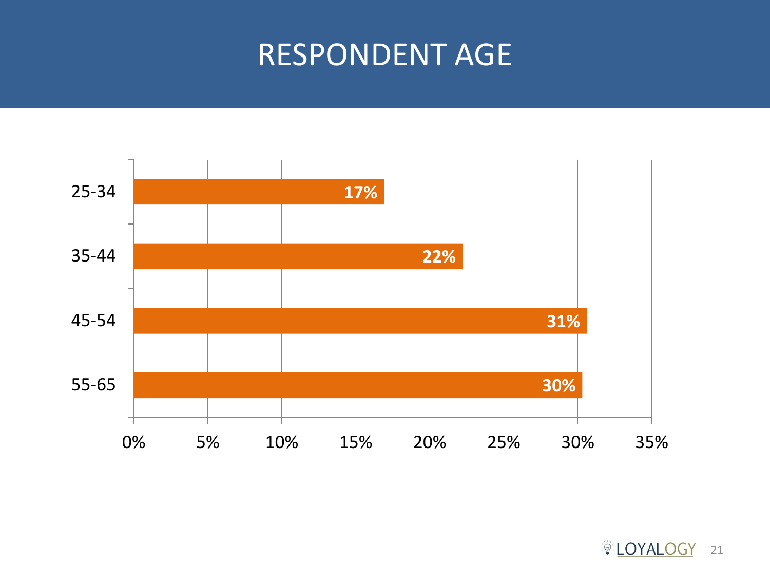# RESPONDENT AGE

| Age | Percentage |
| --- | --- |
| 25-34 | 17% |
| 35-44 | 22% |
| 45-54 | 31% |
| 55-65 | 30% |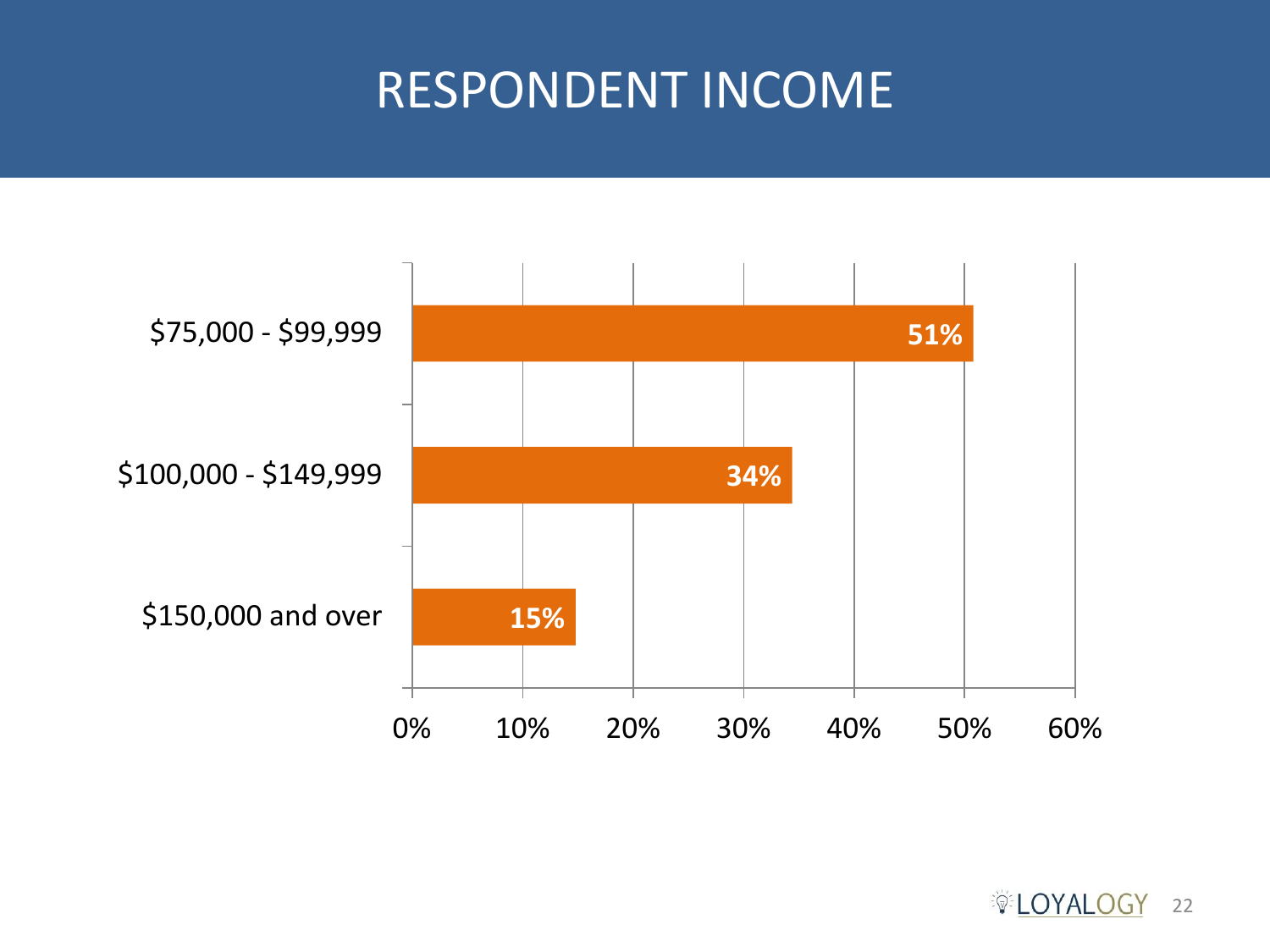# RESPONDENT INCOME

| Income | Percentage |
| --- | --- |
| $75,000 - $99,999 | 51% |
| $100,000 - $149,999 | 34% |
| $150,000 and over | 15% |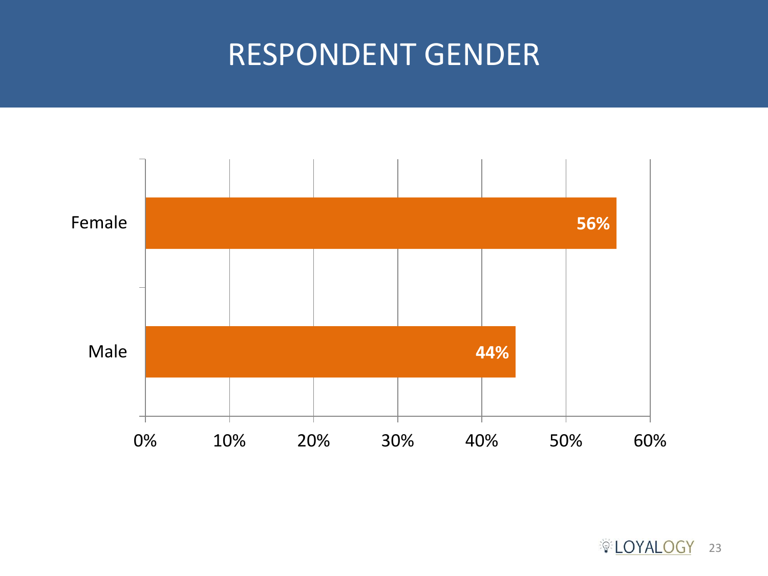# RESPONDENT GENDER

| Gender | Percentage |
| --- | --- |
| Female | 56% |
| Male | 44% |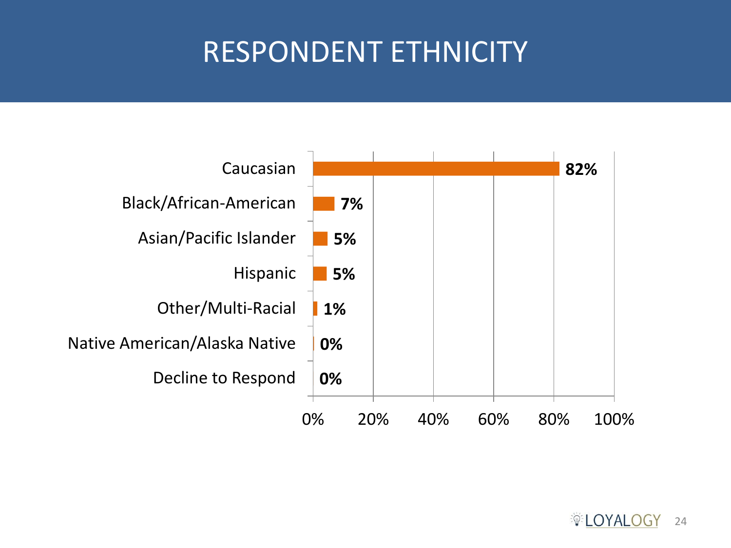# RESPONDENT ETHNICITY

| Ethnicity | Percentage |
|---|---|
| Caucasian | 82% |
| Black/African-American | 7% |
| Asian/Pacific Islander | 5% |
| Hispanic | 5% |
| Other/Multi-Racial | 1% |
| Native American/Alaska Native | 0% |
| Decline to Respond | 0% |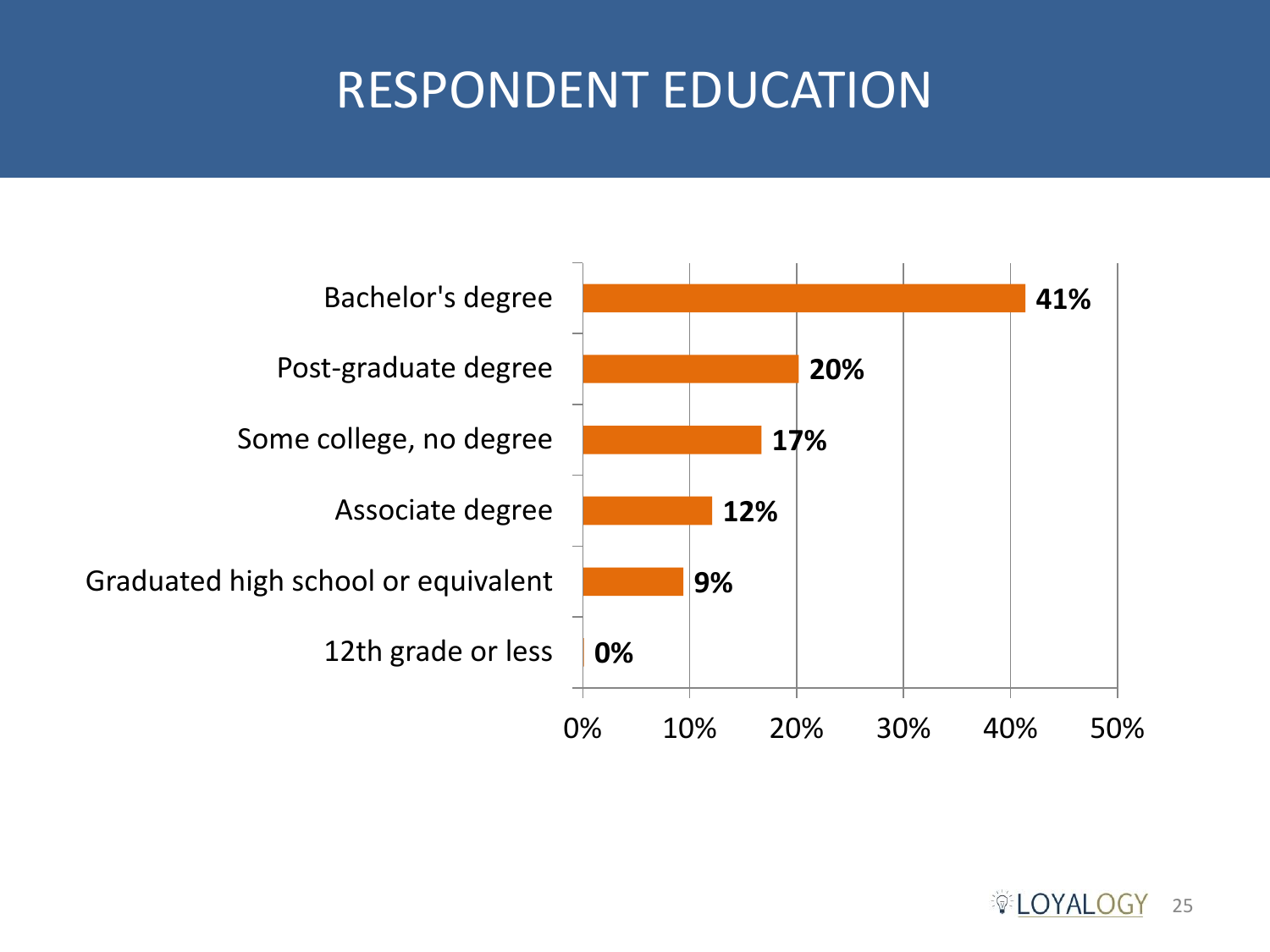# RESPONDENT EDUCATION

| Education | Percentage |
|---|---|
| Bachelor's degree | 41% |
| Post-graduate degree | 20% |
| Some college, no degree | 17% |
| Associate degree | 12% |
| Graduated high school or equivalent | 9% |
| 12th grade or less | 0% |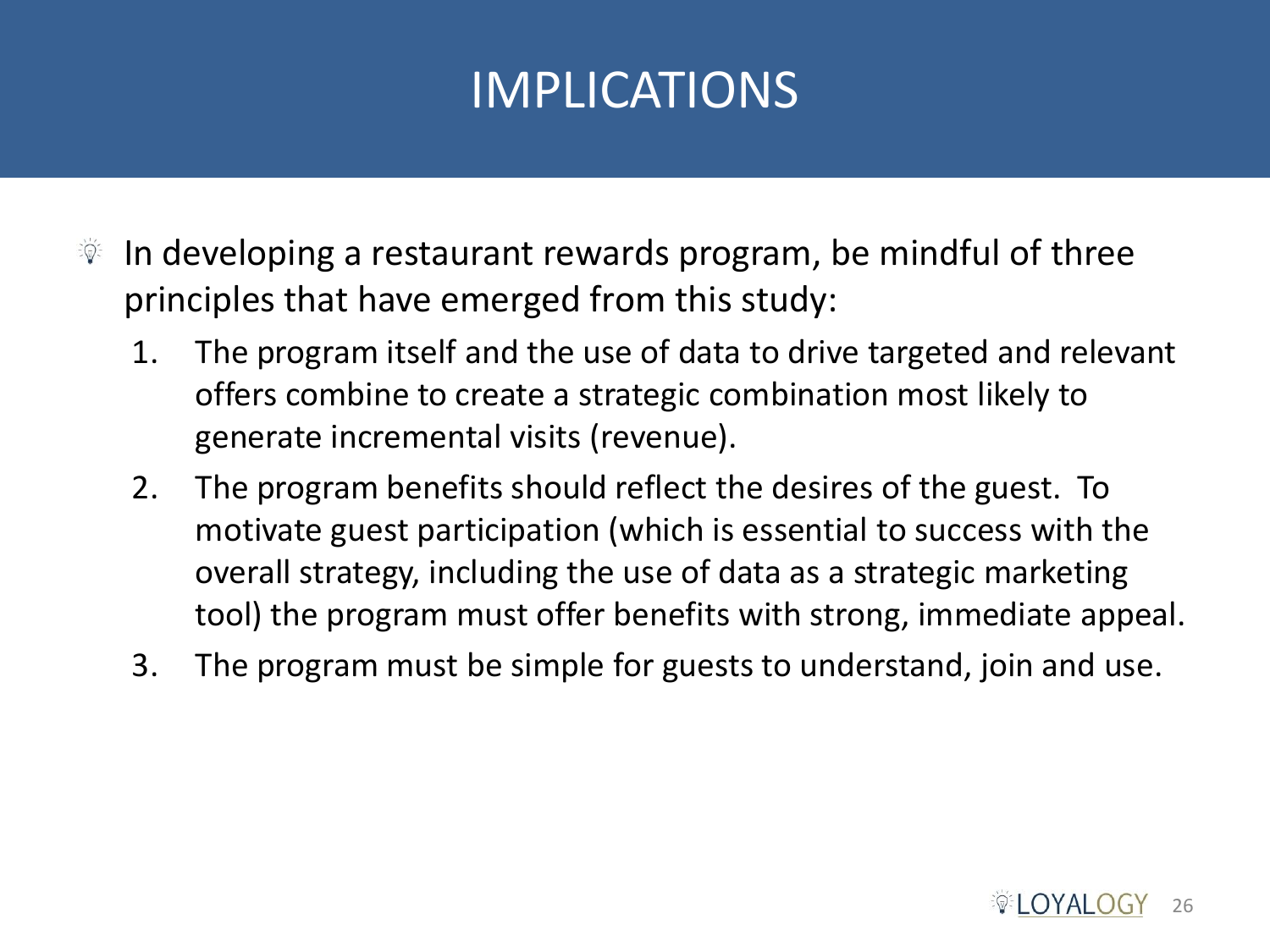# IMPLICATIONS

- In developing a restaurant rewards program, be mindful of three principles that have emerged from this study:
  1. The program itself and the use of data to drive targeted and relevant offers combine to create a strategic combination most likely to generate incremental visits (revenue).
  2. The program benefits should reflect the desires of the guest. To motivate guest participation (which is essential to success with the overall strategy, including the use of data as a strategic marketing tool) the program must offer benefits with strong, immediate appeal.
  3. The program must be simple for guests to understand, join and use.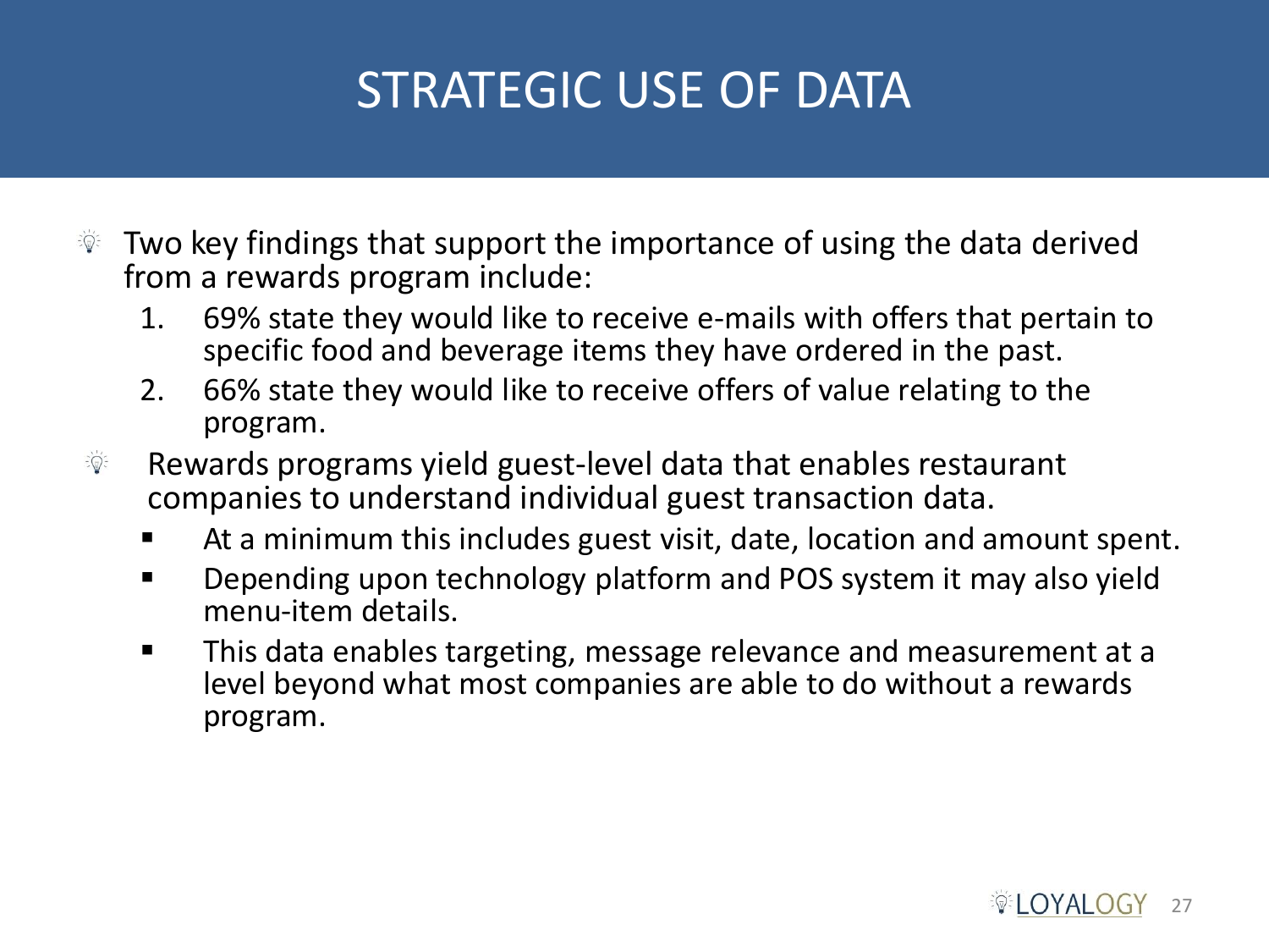# STRATEGIC USE OF DATA

- Two key findings that support the importance of using the data derived from a rewards program include:
  1. 69% state they would like to receive e-mails with offers that pertain to specific food and beverage items they have ordered in the past.
  2. 66% state they would like to receive offers of value relating to the program.
- Rewards programs yield guest-level data that enables restaurant companies to understand individual guest transaction data.
  - At a minimum this includes guest visit, date, location and amount spent.
  - Depending upon technology platform and POS system it may also yield menu-item details.
  - This data enables targeting, message relevance and measurement at a level beyond what most companies are able to do without a rewards program.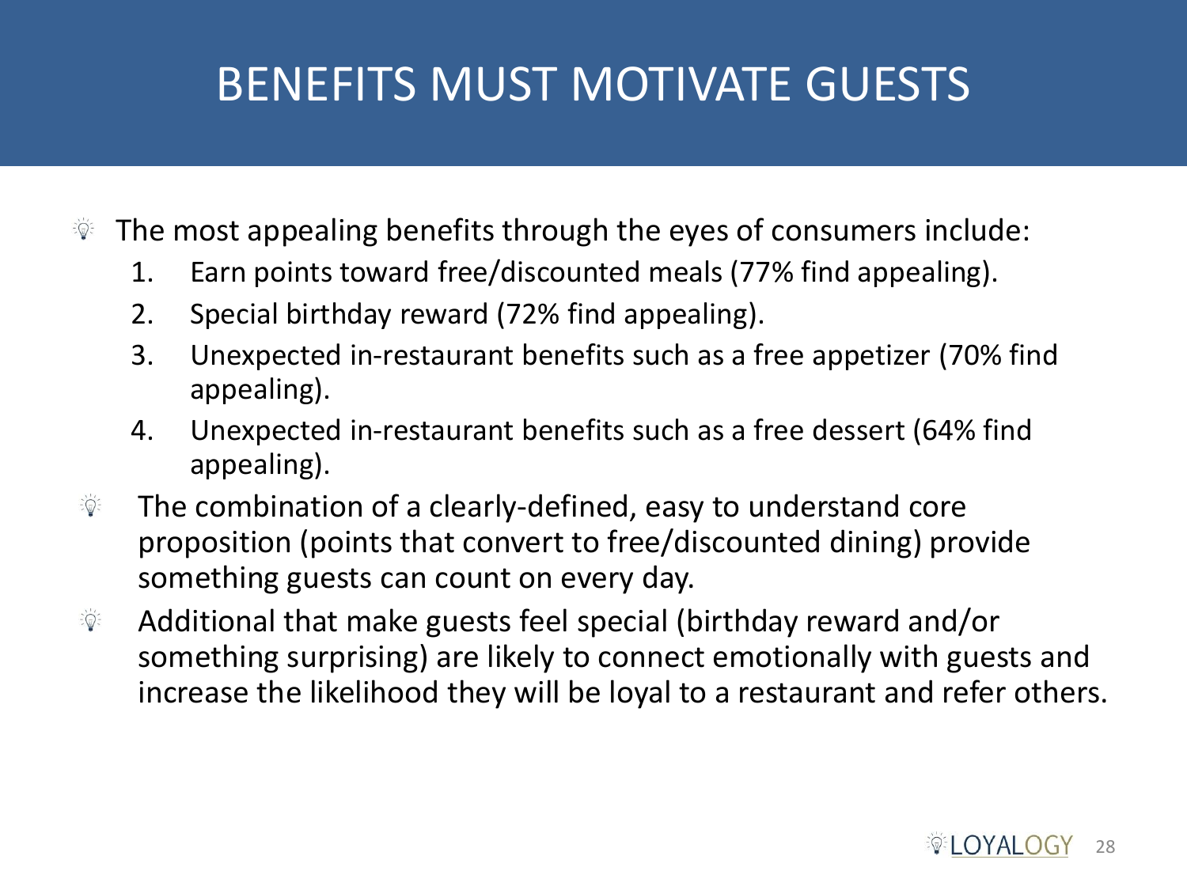# BENEFITS MUST MOTIVATE GUESTS

- The most appealing benefits through the eyes of consumers include:
  1. Earn points toward free/discounted meals (77% find appealing).
  2. Special birthday reward (72% find appealing).
  3. Unexpected in-restaurant benefits such as a free appetizer (70% find appealing).
  4. Unexpected in-restaurant benefits such as a free dessert (64% find appealing).
- The combination of a clearly-defined, easy to understand core proposition (points that convert to free/discounted dining) provide something guests can count on every day.
- Additional that make guests feel special (birthday reward and/or something surprising) are likely to connect emotionally with guests and increase the likelihood they will be loyal to a restaurant and refer others.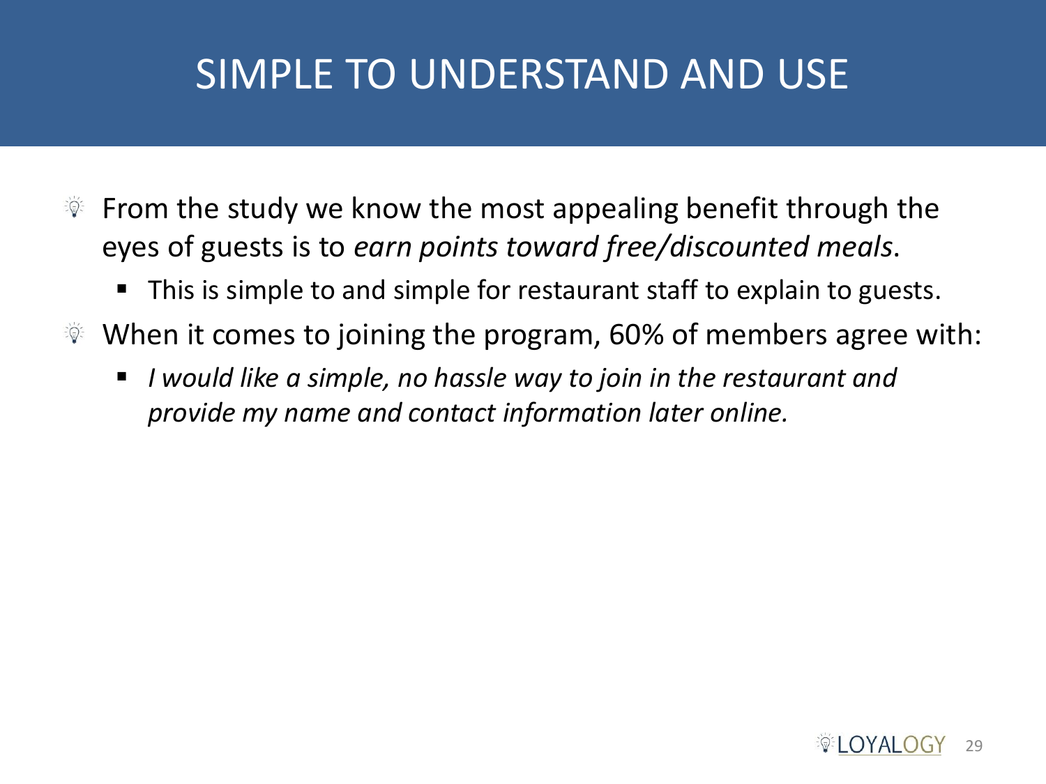# SIMPLE TO UNDERSTAND AND USE

- From the study we know the most appealing benefit through the eyes of guests is to *earn points toward free/discounted meals*.
  - This is simple to and simple for restaurant staff to explain to guests.
- When it comes to joining the program, 60% of members agree with:
  - *I would like a simple, no hassle way to join in the restaurant and provide my name and contact information later online.*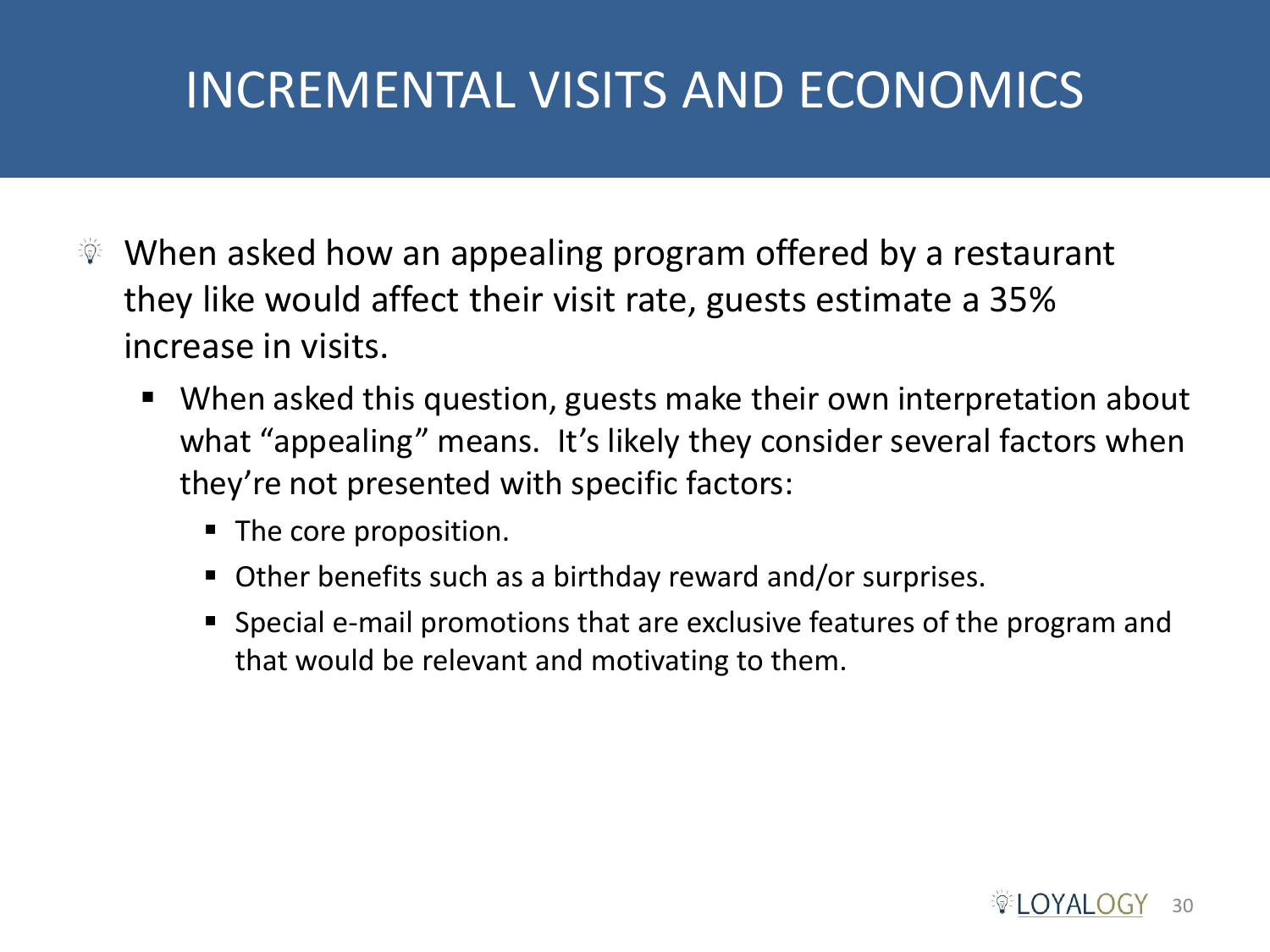# INCREMENTAL VISITS AND ECONOMICS

- When asked how an appealing program offered by a restaurant they like would affect their visit rate, guests estimate a 35% increase in visits.
  - When asked this question, guests make their own interpretation about what "appealing" means. It's likely they consider several factors when they're not presented with specific factors:
    - The core proposition.
    - Other benefits such as a birthday reward and/or surprises.
    - Special e-mail promotions that are exclusive features of the program and that would be relevant and motivating to them.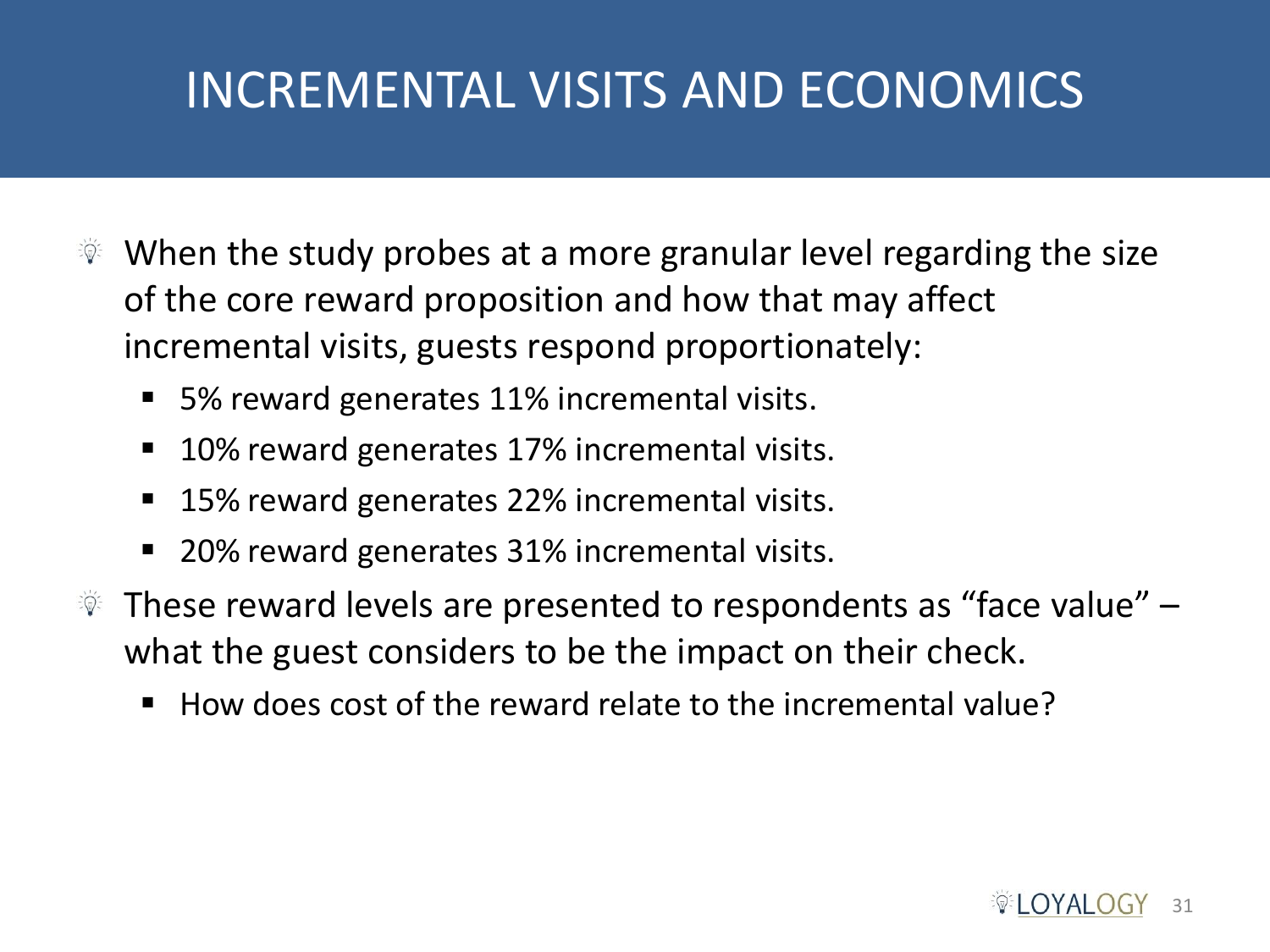# INCREMENTAL VISITS AND ECONOMICS

- When the study probes at a more granular level regarding the size of the core reward proposition and how that may affect incremental visits, guests respond proportionately:
  - 5% reward generates 11% incremental visits.
  - 10% reward generates 17% incremental visits.
  - 15% reward generates 22% incremental visits.
  - 20% reward generates 31% incremental visits.
- These reward levels are presented to respondents as "face value" – what the guest considers to be the impact on their check.
  - How does cost of the reward relate to the incremental value?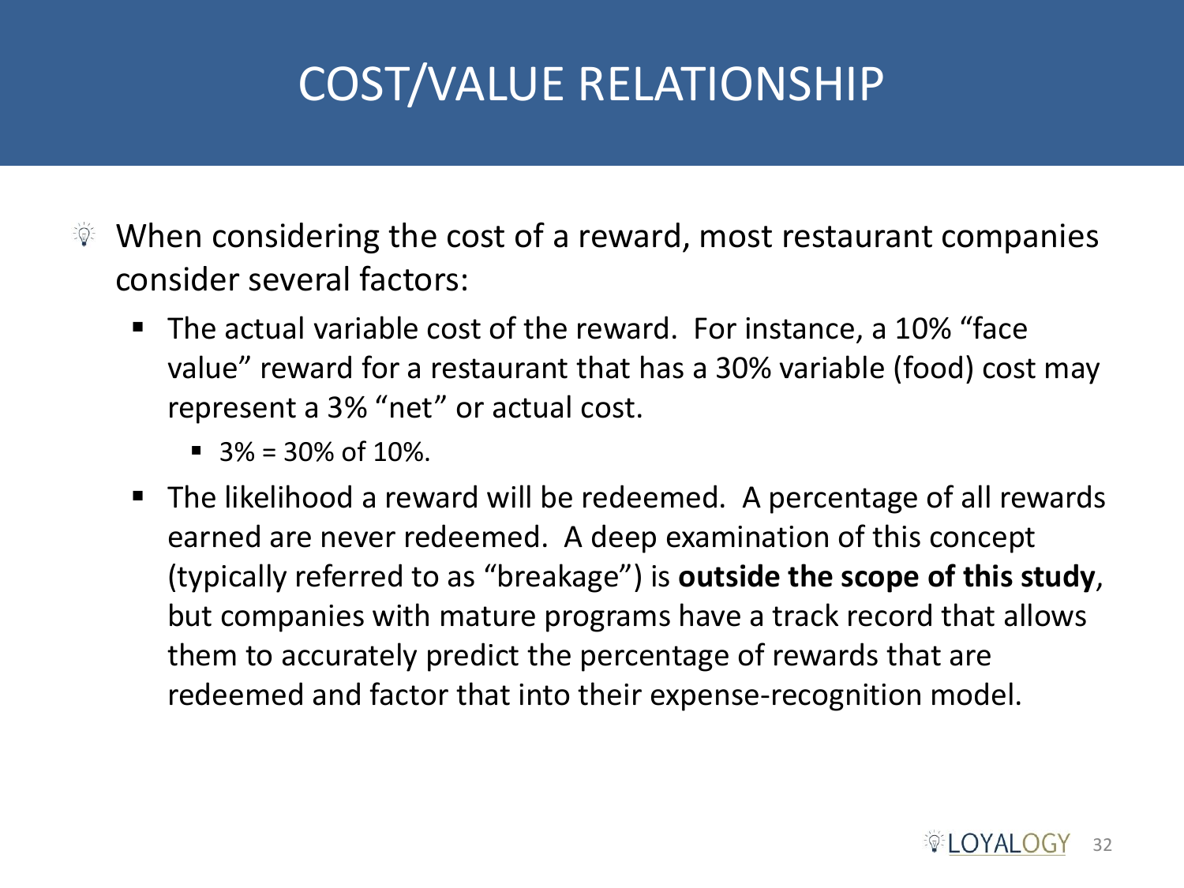# COST/VALUE RELATIONSHIP

- When considering the cost of a reward, most restaurant companies consider several factors:
  - The actual variable cost of the reward. For instance, a 10% "face value" reward for a restaurant that has a 30% variable (food) cost may represent a 3% "net" or actual cost.
    - 3% = 30% of 10%.
  - The likelihood a reward will be redeemed. A percentage of all rewards earned are never redeemed. A deep examination of this concept (typically referred to as "breakage") is **outside the scope of this study**, but companies with mature programs have a track record that allows them to accurately predict the percentage of rewards that are redeemed and factor that into their expense-recognition model.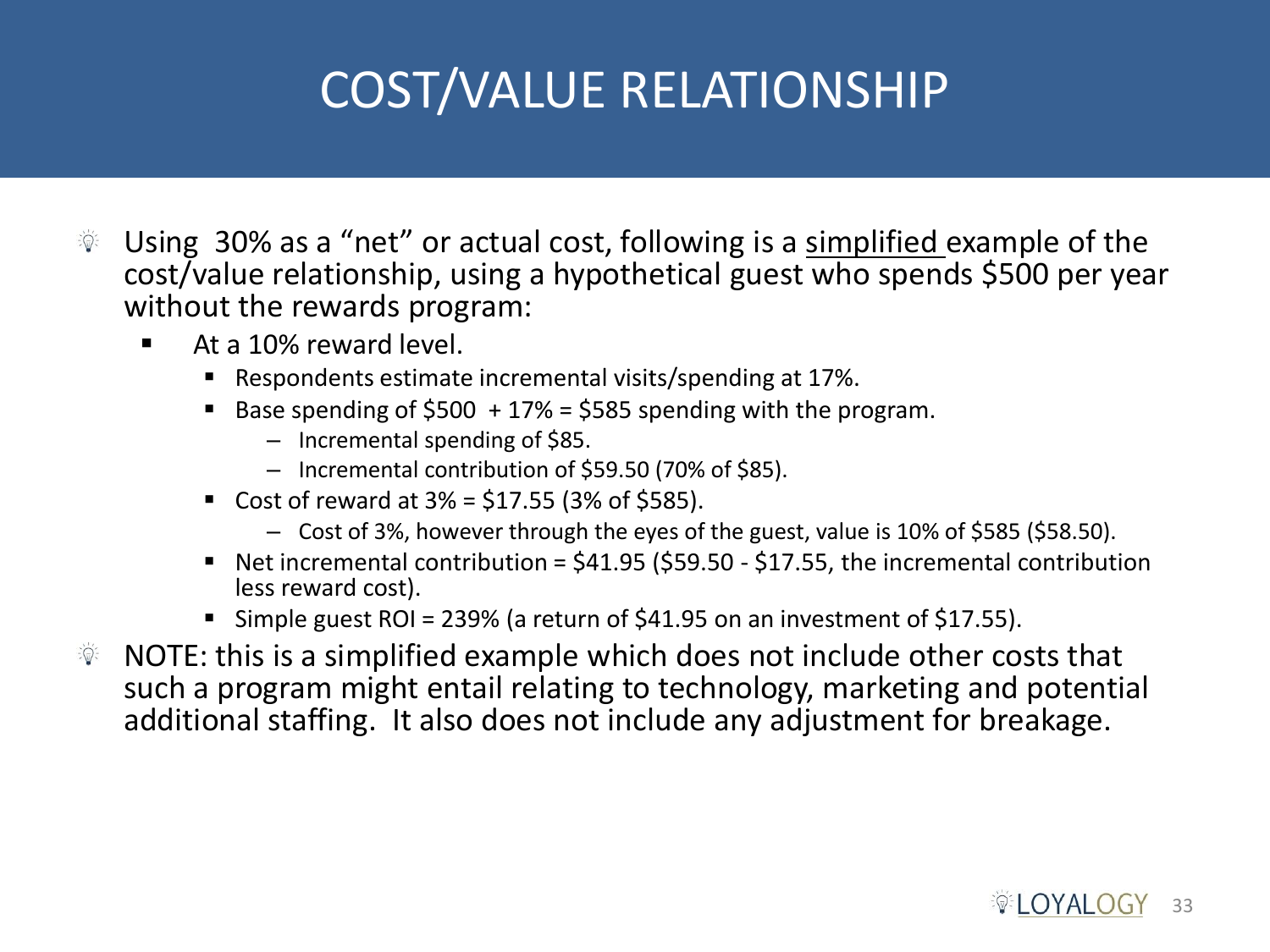# COST/VALUE RELATIONSHIP

- Using 30% as a "net" or actual cost, following is a <u>simplified</u> example of the cost/value relationship, using a hypothetical guest who spends $500 per year without the rewards program:
  - At a 10% reward level.
    - Respondents estimate incremental visits/spending at 17%.
    - Base spending of $500 + 17% = $585 spending with the program.
      - Incremental spending of $85.
      - Incremental contribution of $59.50 (70% of $85).
    - Cost of reward at 3% = $17.55 (3% of $585).
      - Cost of 3%, however through the eyes of the guest, value is 10% of $585 ($58.50).
    - Net incremental contribution = $41.95 ($59.50 - $17.55, the incremental contribution less reward cost).
    - Simple guest ROI = 239% (a return of $41.95 on an investment of $17.55).
- NOTE: this is a simplified example which does not include other costs that such a program might entail relating to technology, marketing and potential additional staffing. It also does not include any adjustment for breakage.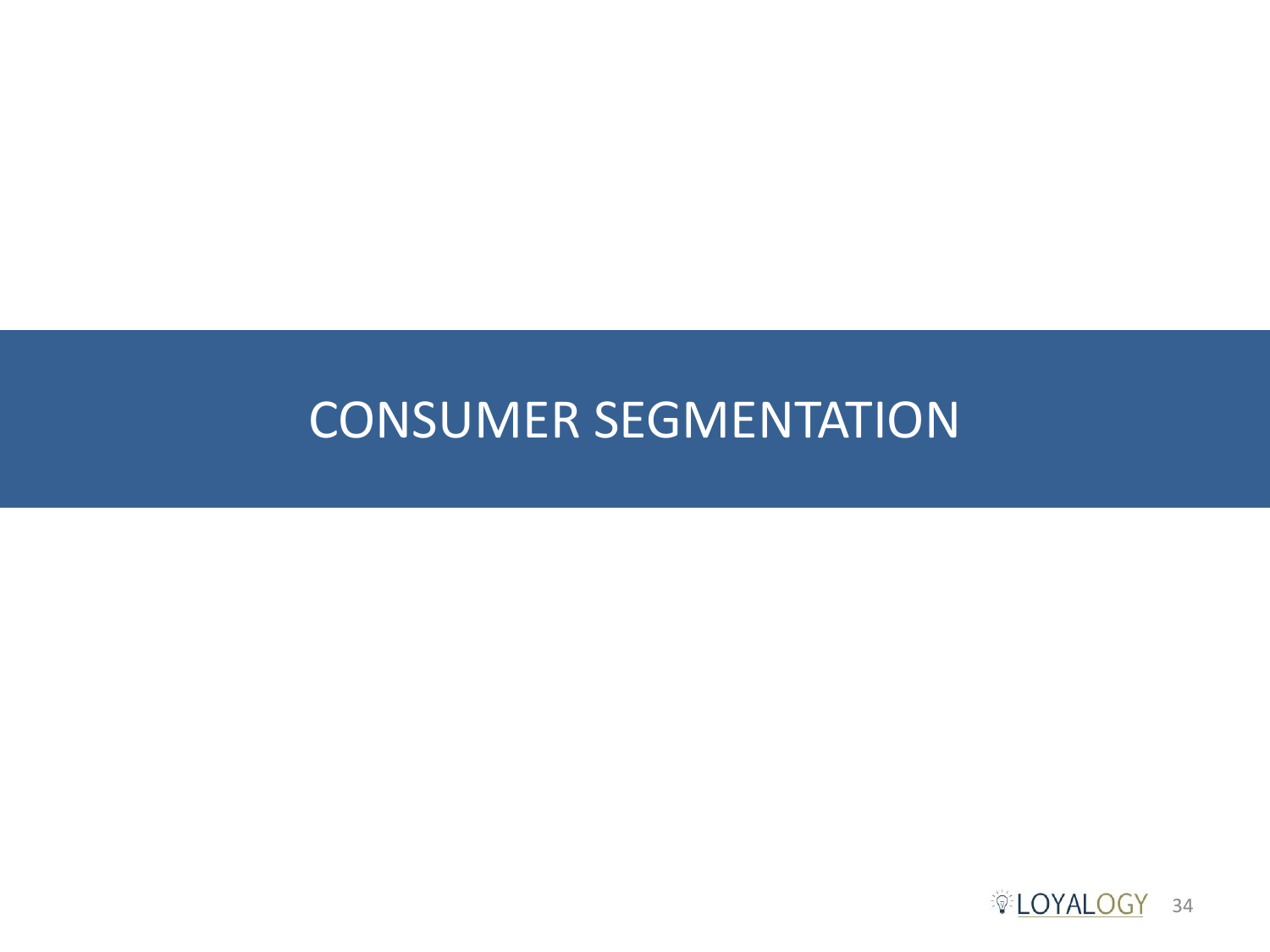# CONSUMER SEGMENTATION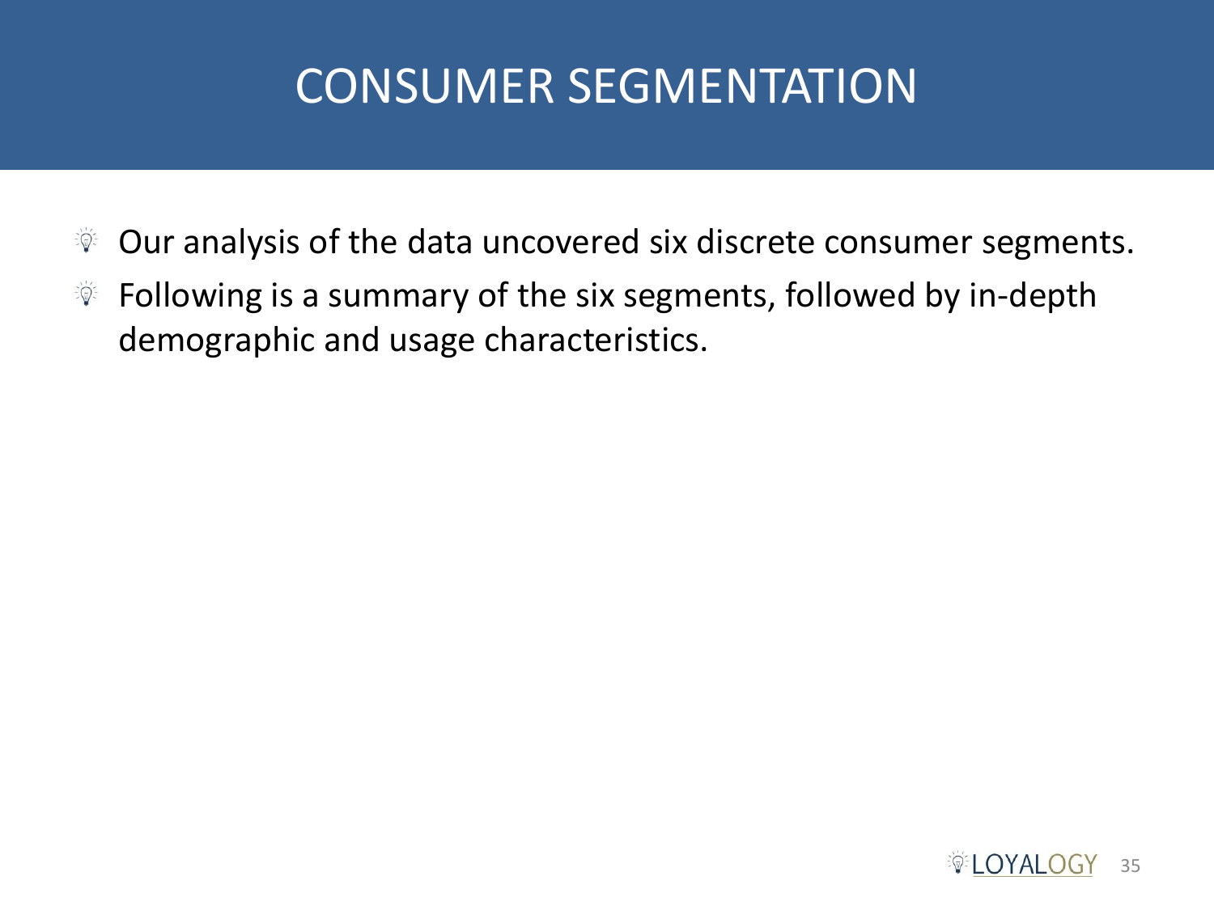# CONSUMER SEGMENTATION

- Our analysis of the data uncovered six discrete consumer segments.
- Following is a summary of the six segments, followed by in-depth demographic and usage characteristics.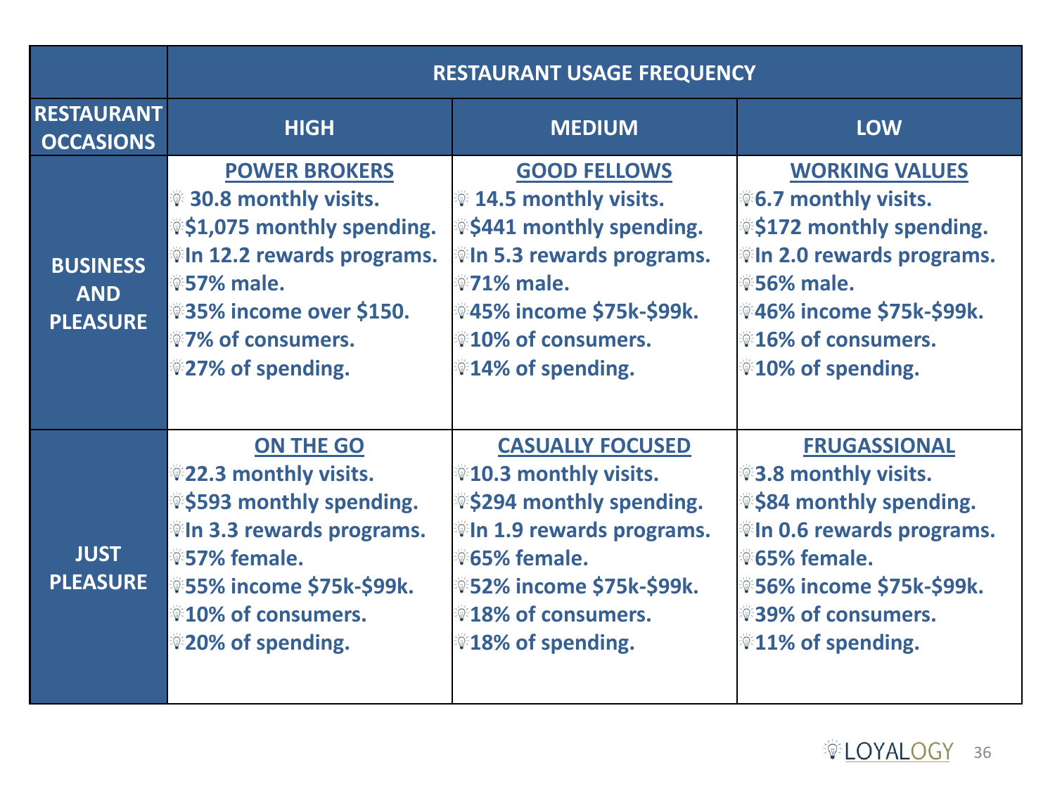| RESTAURANT OCCASIONS | RESTAURANT USAGE FREQUENCY | | |
|---|---|---|---|
| | **HIGH** | **MEDIUM** | **LOW** |
| **BUSINESS AND PLEASURE** | **POWER BROKERS**<br>30.8 monthly visits.<br>$1,075 monthly spending.<br>In 12.2 rewards programs.<br>57% male.<br>35% income over $150.<br>7% of consumers.<br>27% of spending. | **GOOD FELLOWS**<br>14.5 monthly visits.<br>$441 monthly spending.<br>In 5.3 rewards programs.<br>71% male.<br>45% income $75k-$99k.<br>10% of consumers.<br>14% of spending. | **WORKING VALUES**<br>6.7 monthly visits.<br>$172 monthly spending.<br>In 2.0 rewards programs.<br>56% male.<br>46% income $75k-$99k.<br>16% of consumers.<br>10% of spending. |
| **JUST PLEASURE** | **ON THE GO**<br>22.3 monthly visits.<br>$593 monthly spending.<br>In 3.3 rewards programs.<br>57% female.<br>55% income $75k-$99k.<br>10% of consumers.<br>20% of spending. | **CASUALLY FOCUSED**<br>10.3 monthly visits.<br>$294 monthly spending.<br>In 1.9 rewards programs.<br>65% female.<br>52% income $75k-$99k.<br>18% of consumers.<br>18% of spending. | **FRUGASSIONAL**<br>3.8 monthly visits.<br>$84 monthly spending.<br>In 0.6 rewards programs.<br>65% female.<br>56% income $75k-$99k.<br>39% of consumers.<br>11% of spending. |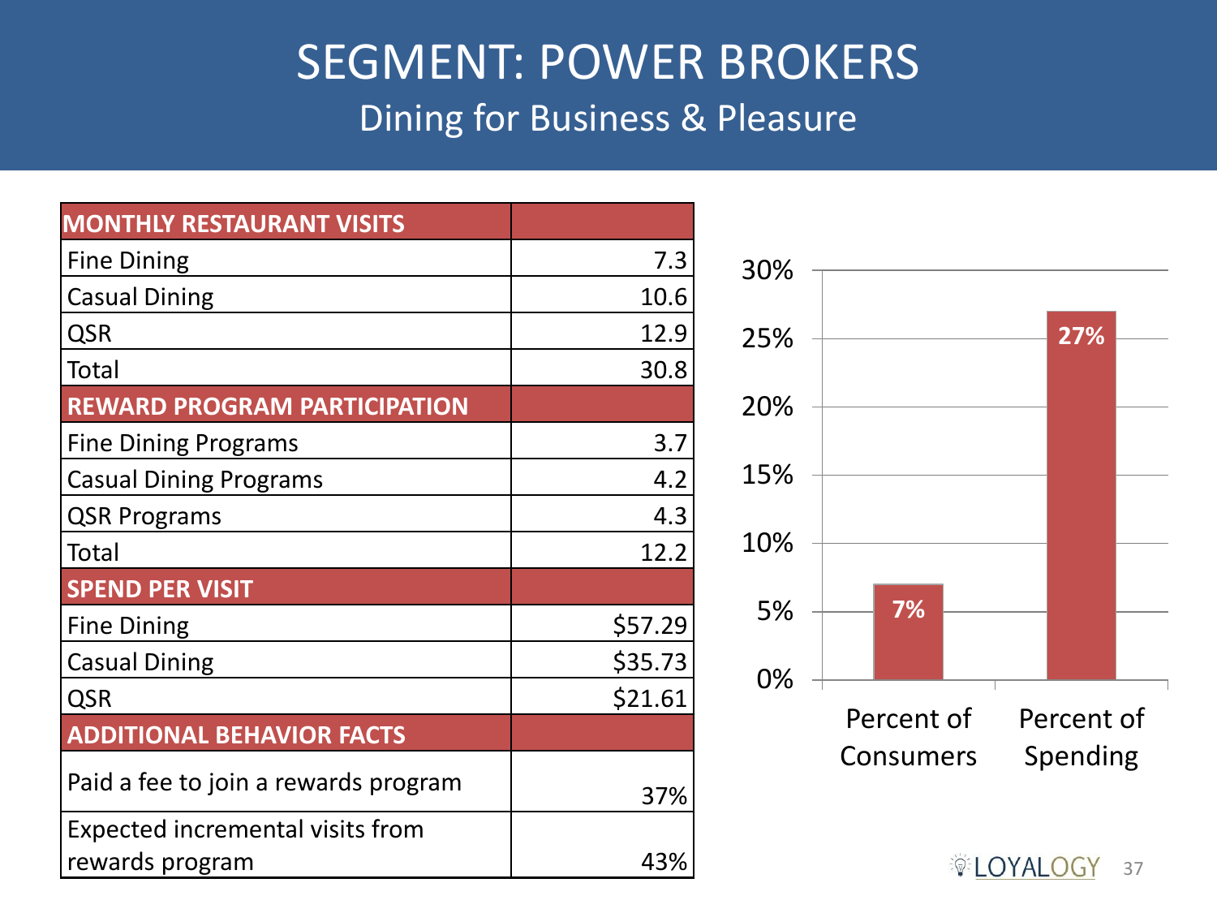# SEGMENT: POWER BROKERS

## Dining for Business & Pleasure

| MONTHLY RESTAURANT VISITS | |
|---|---|
| Fine Dining | 7.3 |
| Casual Dining | 10.6 |
| QSR | 12.9 |
| Total | 30.8 |
| **REWARD PROGRAM PARTICIPATION** | |
| Fine Dining Programs | 3.7 |
| Casual Dining Programs | 4.2 |
| QSR Programs | 4.3 |
| Total | 12.2 |
| **SPEND PER VISIT** | |
| Fine Dining | $57.29 |
| Casual Dining | $35.73 |
| QSR | $21.61 |
| **ADDITIONAL BEHAVIOR FACTS** | |
| Paid a fee to join a rewards program | 37% |
| Expected incremental visits from rewards program | 43% |

| | Percent of Consumers | Percent of Spending |
|---|---|---|
| Power Brokers | 7% | 27% |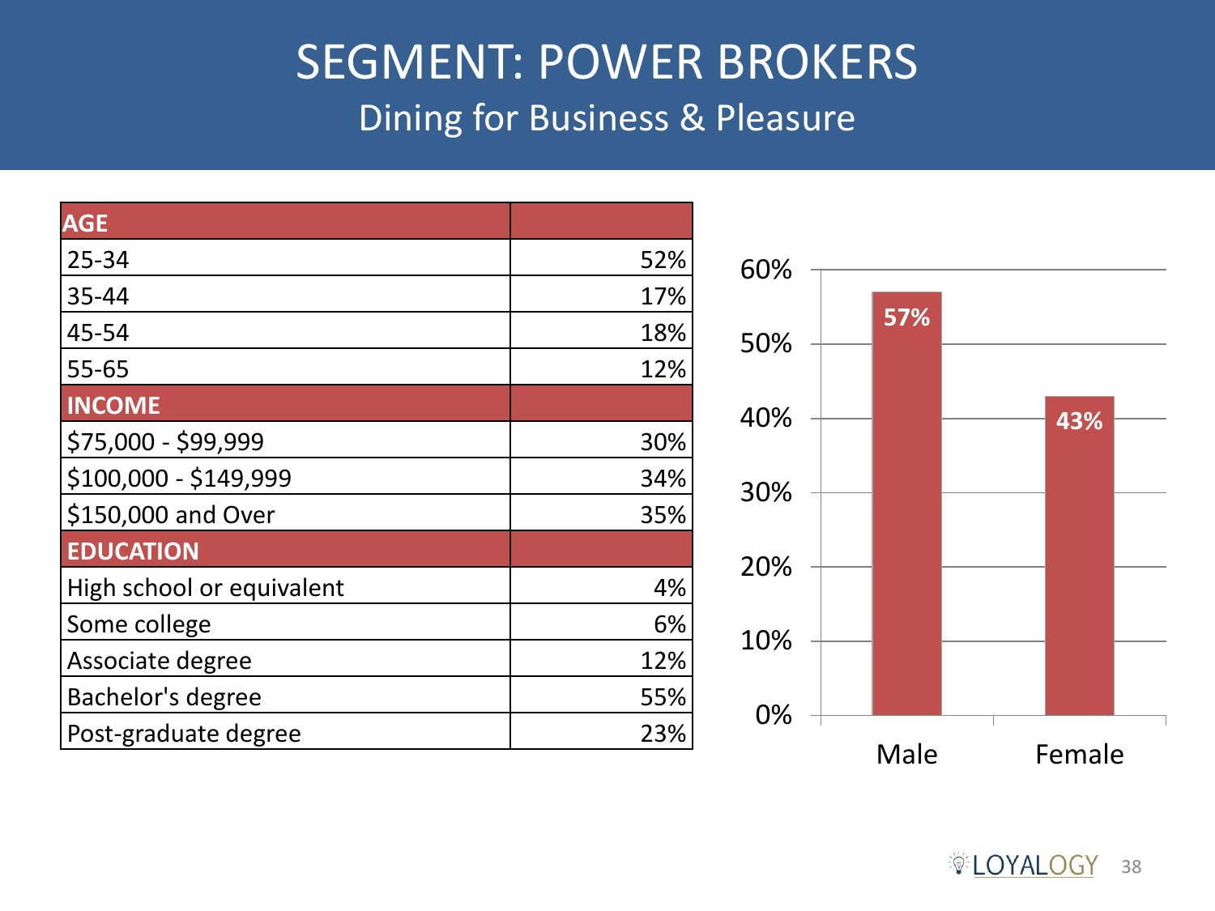# SEGMENT: POWER BROKERS

## Dining for Business & Pleasure

| AGE | |
|---|---|
| 25-34 | 52% |
| 35-44 | 17% |
| 45-54 | 18% |
| 55-65 | 12% |
| **INCOME** | |
| $75,000 - $99,999 | 30% |
| $100,000 - $149,999 | 34% |
| $150,000 and Over | 35% |
| **EDUCATION** | |
| High school or equivalent | 4% |
| Some college | 6% |
| Associate degree | 12% |
| Bachelor's degree | 55% |
| Post-graduate degree | 23% |

| Gender | % |
|---|---|
| Male | 57% |
| Female | 43% |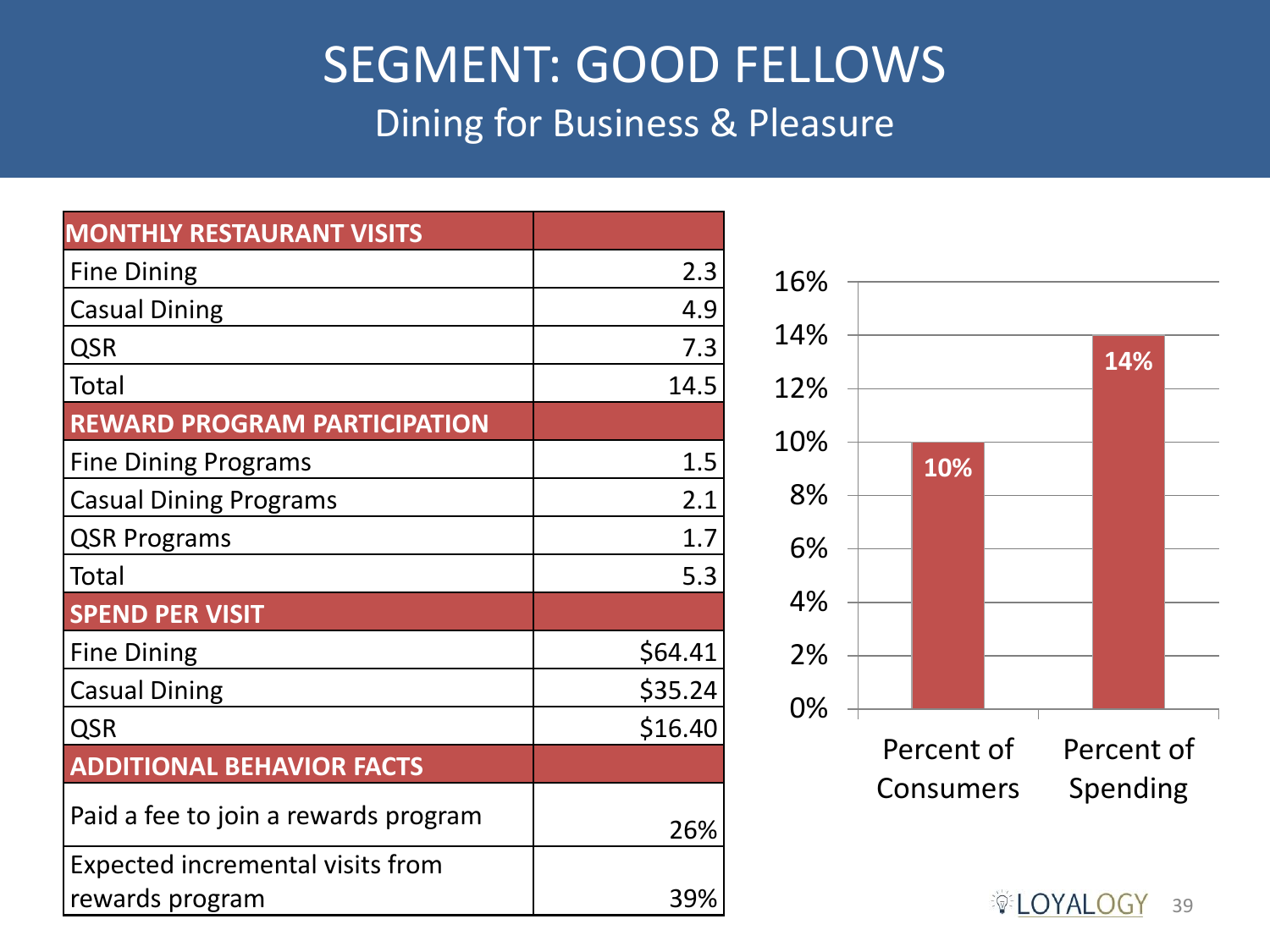# SEGMENT: GOOD FELLOWS

## Dining for Business & Pleasure

| MONTHLY RESTAURANT VISITS | |
|---|---|
| Fine Dining | 2.3 |
| Casual Dining | 4.9 |
| QSR | 7.3 |
| Total | 14.5 |
| **REWARD PROGRAM PARTICIPATION** | |
| Fine Dining Programs | 1.5 |
| Casual Dining Programs | 2.1 |
| QSR Programs | 1.7 |
| Total | 5.3 |
| **SPEND PER VISIT** | |
| Fine Dining | $64.41 |
| Casual Dining | $35.24 |
| QSR | $16.40 |
| **ADDITIONAL BEHAVIOR FACTS** | |
| Paid a fee to join a rewards program | 26% |
| Expected incremental visits from rewards program | 39% |

| | Percent of Consumers | Percent of Spending |
|---|---|---|
| | 10% | 14% |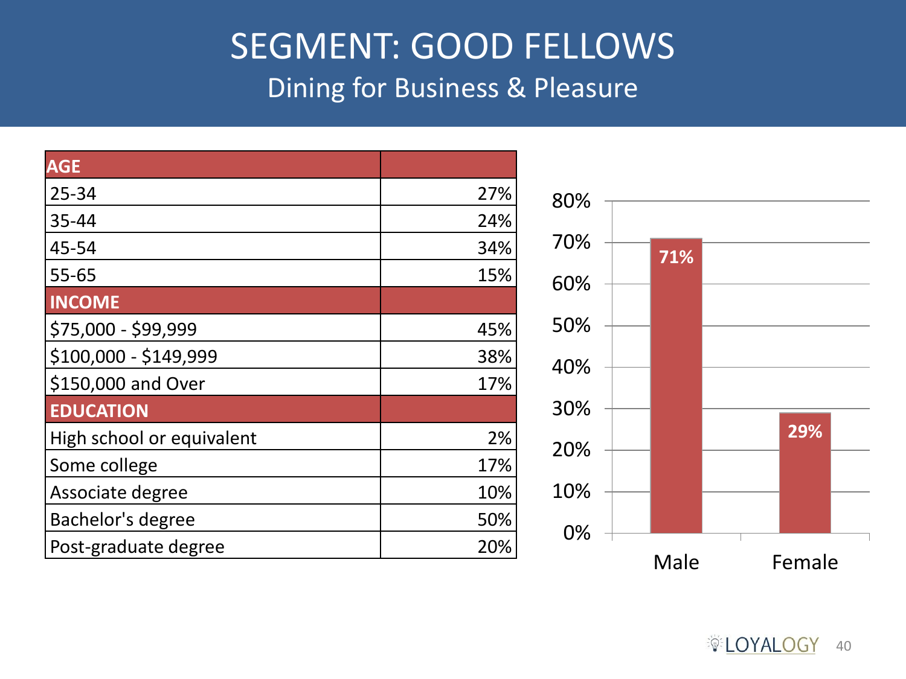# SEGMENT: GOOD FELLOWS

## Dining for Business & Pleasure

| AGE | |
|---|---|
| 25-34 | 27% |
| 35-44 | 24% |
| 45-54 | 34% |
| 55-65 | 15% |
| **INCOME** | |
| \$75,000 - \$99,999 | 45% |
| \$100,000 - \$149,999 | 38% |
| \$150,000 and Over | 17% |
| **EDUCATION** | |
| High school or equivalent | 2% |
| Some college | 17% |
| Associate degree | 10% |
| Bachelor's degree | 50% |
| Post-graduate degree | 20% |

| Gender | % |
|---|---|
| Male | 71% |
| Female | 29% |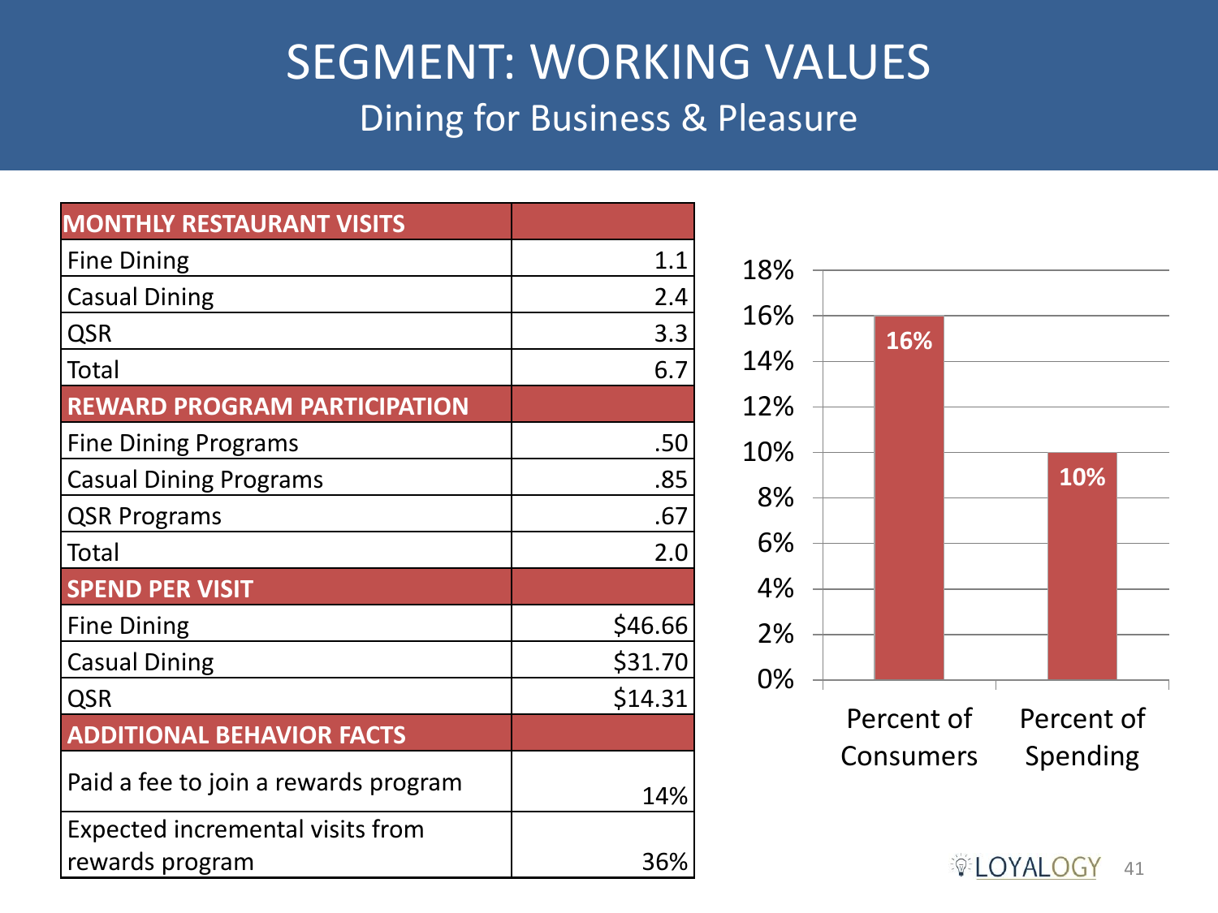# SEGMENT: WORKING VALUES

## Dining for Business & Pleasure

| MONTHLY RESTAURANT VISITS | |
|---|---|
| Fine Dining | 1.1 |
| Casual Dining | 2.4 |
| QSR | 3.3 |
| Total | 6.7 |
| **REWARD PROGRAM PARTICIPATION** | |
| Fine Dining Programs | .50 |
| Casual Dining Programs | .85 |
| QSR Programs | .67 |
| Total | 2.0 |
| **SPEND PER VISIT** | |
| Fine Dining | $46.66 |
| Casual Dining | $31.70 |
| QSR | $14.31 |
| **ADDITIONAL BEHAVIOR FACTS** | |
| Paid a fee to join a rewards program | 14% |
| Expected incremental visits from rewards program | 36% |

| | Percent of Consumers | Percent of Spending |
|---|---|---|
| Value | 16% | 10% |

LOYALOGY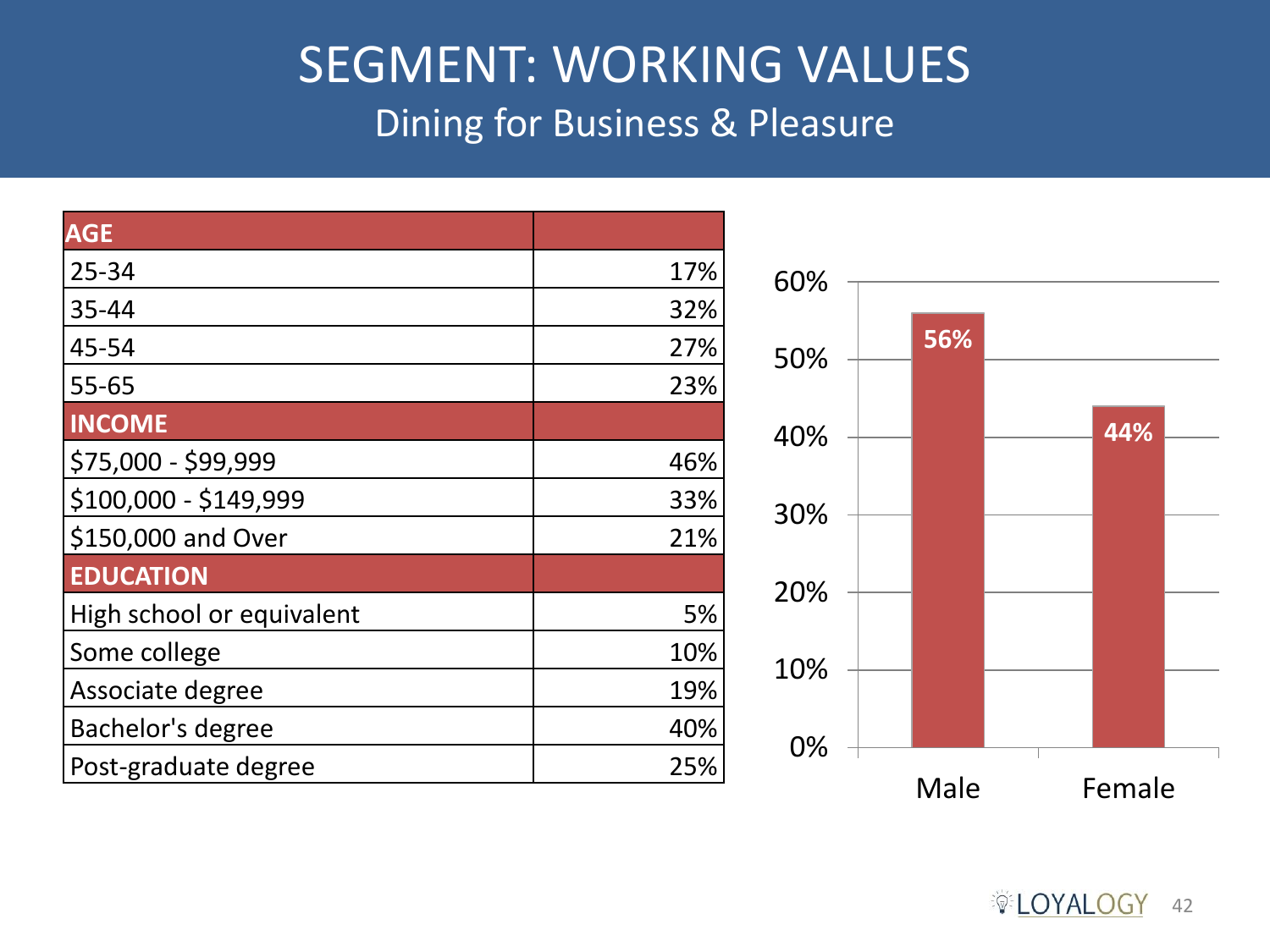# SEGMENT: WORKING VALUES

## Dining for Business & Pleasure

| AGE | |
|---|---|
| 25-34 | 17% |
| 35-44 | 32% |
| 45-54 | 27% |
| 55-65 | 23% |
| **INCOME** | |
| $75,000 - $99,999 | 46% |
| $100,000 - $149,999 | 33% |
| $150,000 and Over | 21% |
| **EDUCATION** | |
| High school or equivalent | 5% |
| Some college | 10% |
| Associate degree | 19% |
| Bachelor's degree | 40% |
| Post-graduate degree | 25% |

| Gender | % |
|---|---|
| Male | 56% |
| Female | 44% |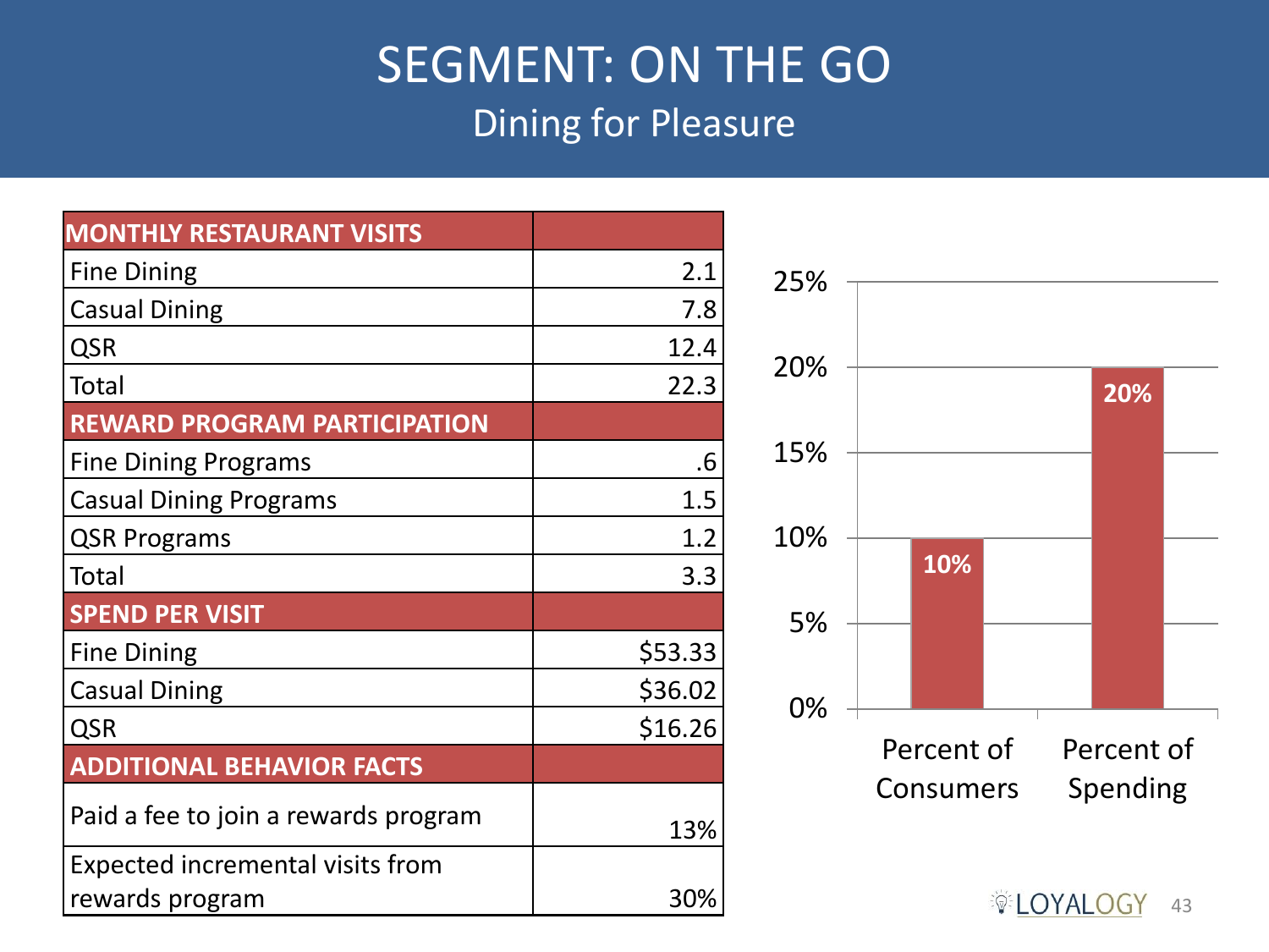# SEGMENT: ON THE GO

## Dining for Pleasure

| MONTHLY RESTAURANT VISITS | |
|---|---|
| Fine Dining | 2.1 |
| Casual Dining | 7.8 |
| QSR | 12.4 |
| Total | 22.3 |
| **REWARD PROGRAM PARTICIPATION** | |
| Fine Dining Programs | .6 |
| Casual Dining Programs | 1.5 |
| QSR Programs | 1.2 |
| Total | 3.3 |
| **SPEND PER VISIT** | |
| Fine Dining | $53.33 |
| Casual Dining | $36.02 |
| QSR | $16.26 |
| **ADDITIONAL BEHAVIOR FACTS** | |
| Paid a fee to join a rewards program | 13% |
| Expected incremental visits from rewards program | 30% |

| | Percent of Consumers | Percent of Spending |
|---|---|---|
| | 10% | 20% |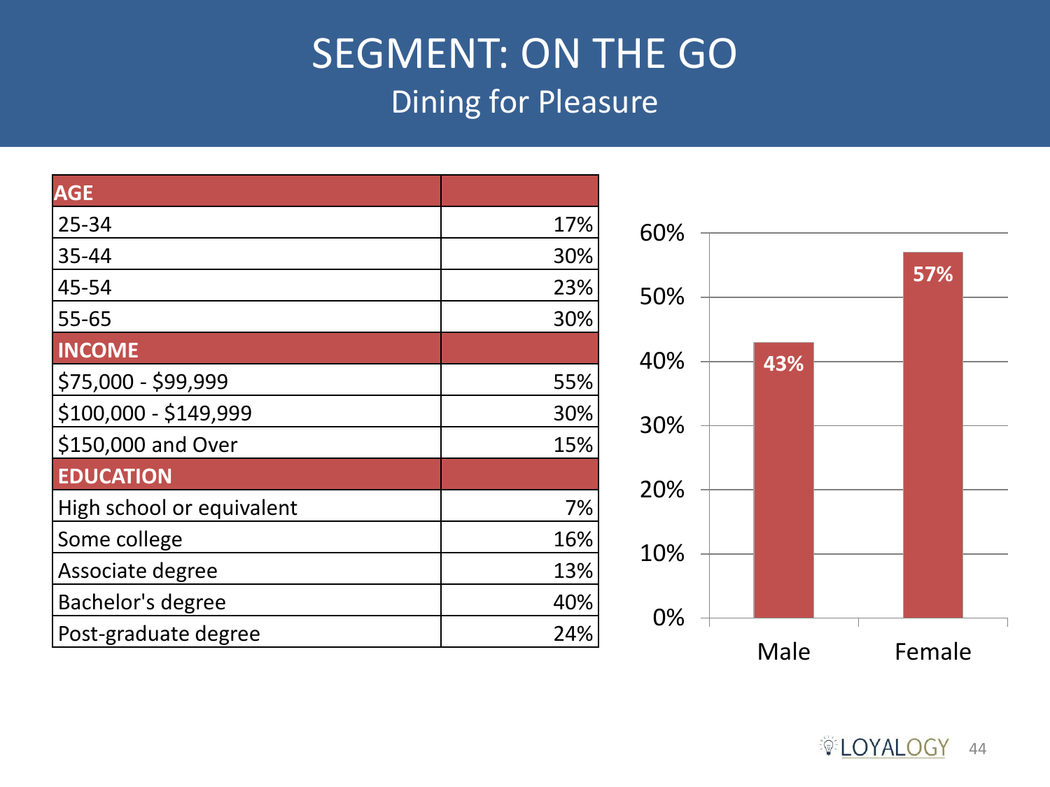# SEGMENT: ON THE GO

## Dining for Pleasure

| **AGE** | |
|---|---|
| 25-34 | 17% |
| 35-44 | 30% |
| 45-54 | 23% |
| 55-65 | 30% |
| **INCOME** | |
| $75,000 - $99,999 | 55% |
| $100,000 - $149,999 | 30% |
| $150,000 and Over | 15% |
| **EDUCATION** | |
| High school or equivalent | 7% |
| Some college | 16% |
| Associate degree | 13% |
| Bachelor's degree | 40% |
| Post-graduate degree | 24% |

| Gender | % |
|---|---|
| Male | 43% |
| Female | 57% |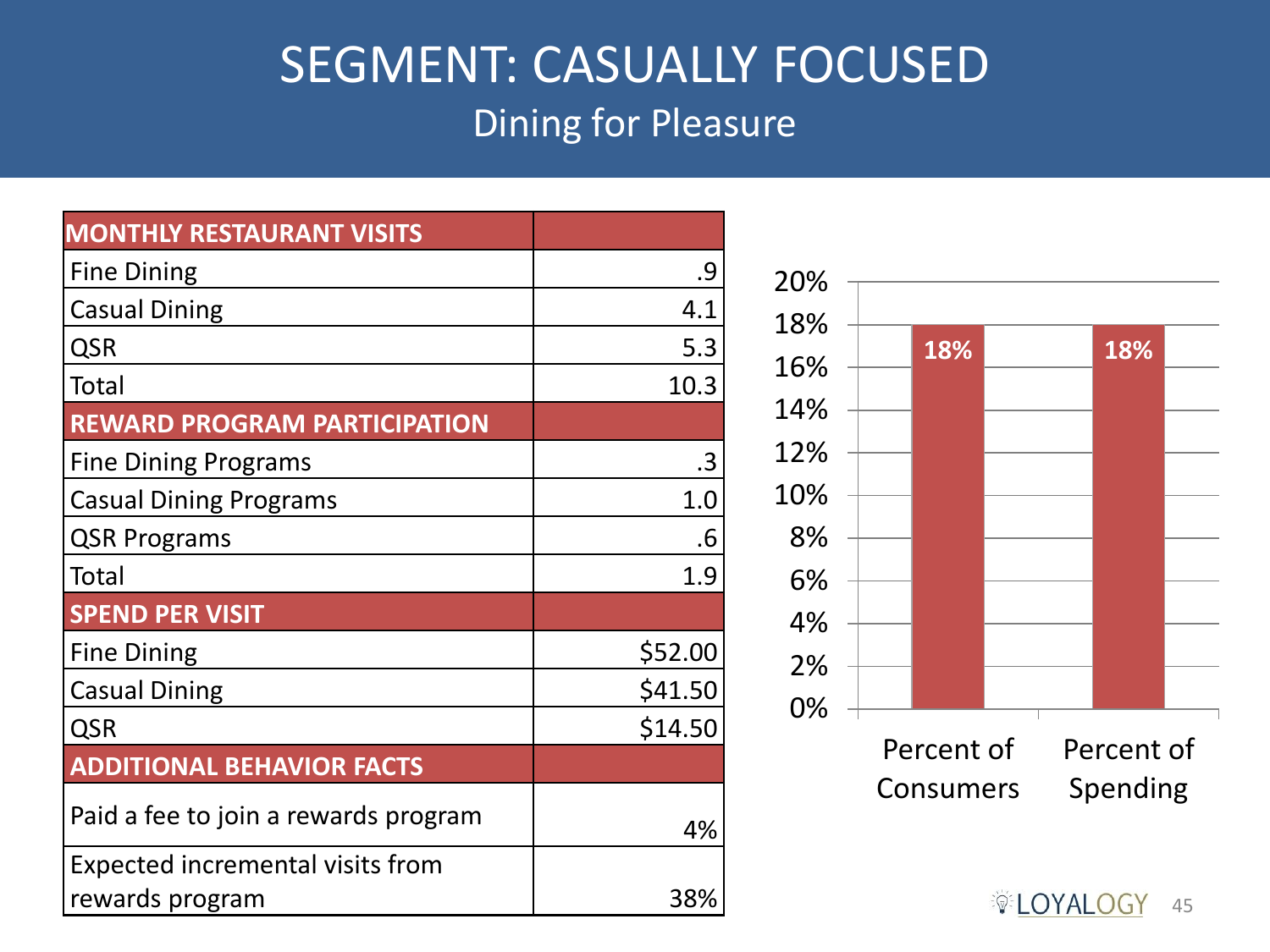# SEGMENT: CASUALLY FOCUSED

## Dining for Pleasure

| MONTHLY RESTAURANT VISITS | |
|---|---|
| Fine Dining | .9 |
| Casual Dining | 4.1 |
| QSR | 5.3 |
| Total | 10.3 |
| **REWARD PROGRAM PARTICIPATION** | |
| Fine Dining Programs | .3 |
| Casual Dining Programs | 1.0 |
| QSR Programs | .6 |
| Total | 1.9 |
| **SPEND PER VISIT** | |
| Fine Dining | $52.00 |
| Casual Dining | $41.50 |
| QSR | $14.50 |
| **ADDITIONAL BEHAVIOR FACTS** | |
| Paid a fee to join a rewards program | 4% |
| Expected incremental visits from rewards program | 38% |

| | Percent of Consumers | Percent of Spending |
|---|---|---|
| | 18% | 18% |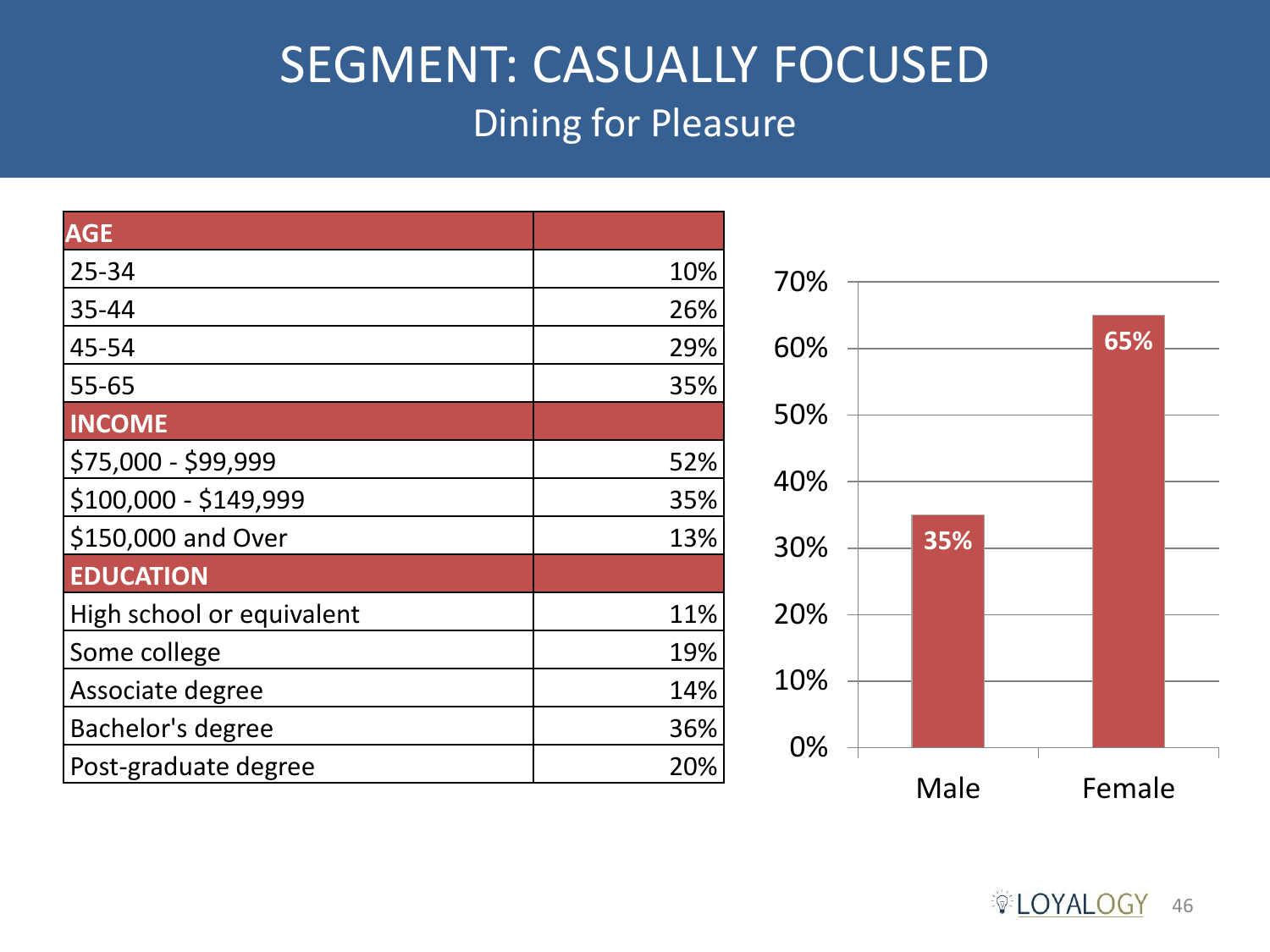# SEGMENT: CASUALLY FOCUSED

## Dining for Pleasure

| AGE | |
|---|---|
| 25-34 | 10% |
| 35-44 | 26% |
| 45-54 | 29% |
| 55-65 | 35% |
| **INCOME** | |
| $75,000 - $99,999 | 52% |
| $100,000 - $149,999 | 35% |
| $150,000 and Over | 13% |
| **EDUCATION** | |
| High school or equivalent | 11% |
| Some college | 19% |
| Associate degree | 14% |
| Bachelor's degree | 36% |
| Post-graduate degree | 20% |

| Gender | Percentage |
|---|---|
| Male | 35% |
| Female | 65% |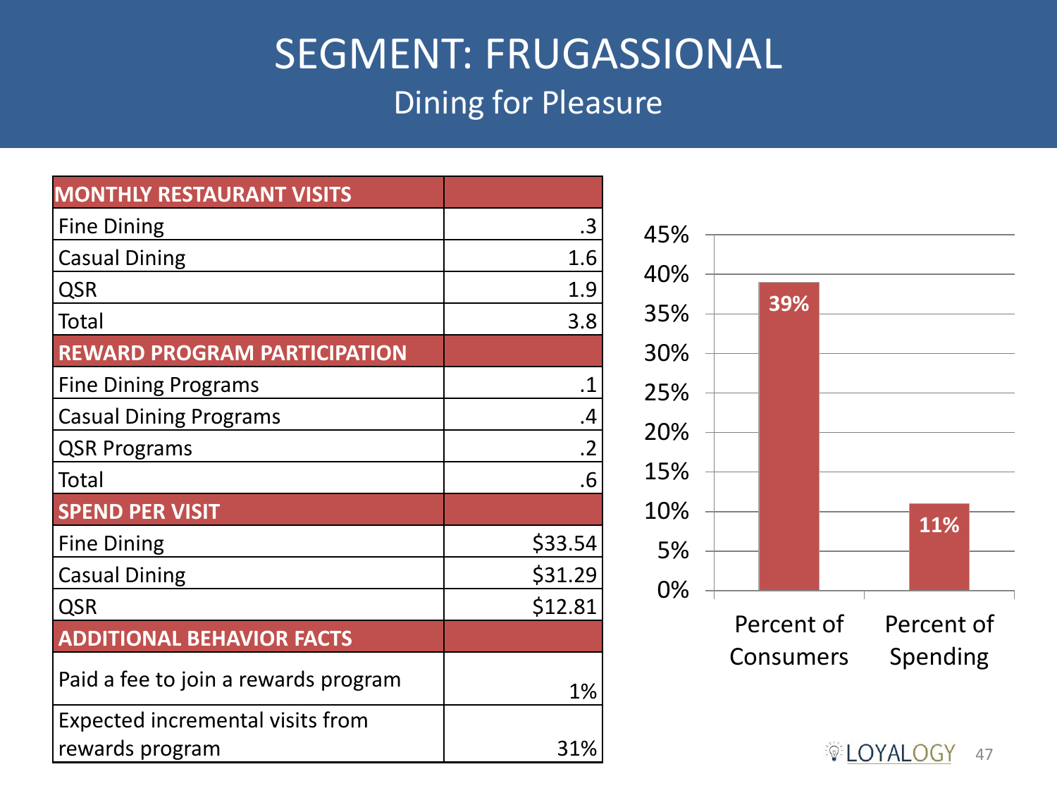# SEGMENT: FRUGASSIONAL

## Dining for Pleasure

| MONTHLY RESTAURANT VISITS | |
|---|---|
| Fine Dining | .3 |
| Casual Dining | 1.6 |
| QSR | 1.9 |
| Total | 3.8 |
| **REWARD PROGRAM PARTICIPATION** | |
| Fine Dining Programs | .1 |
| Casual Dining Programs | .4 |
| QSR Programs | .2 |
| Total | .6 |
| **SPEND PER VISIT** | |
| Fine Dining | $33.54 |
| Casual Dining | $31.29 |
| QSR | $12.81 |
| **ADDITIONAL BEHAVIOR FACTS** | |
| Paid a fee to join a rewards program | 1% |
| Expected incremental visits from rewards program | 31% |

| | Value |
|---|---|
| Percent of Consumers | 39% |
| Percent of Spending | 11% |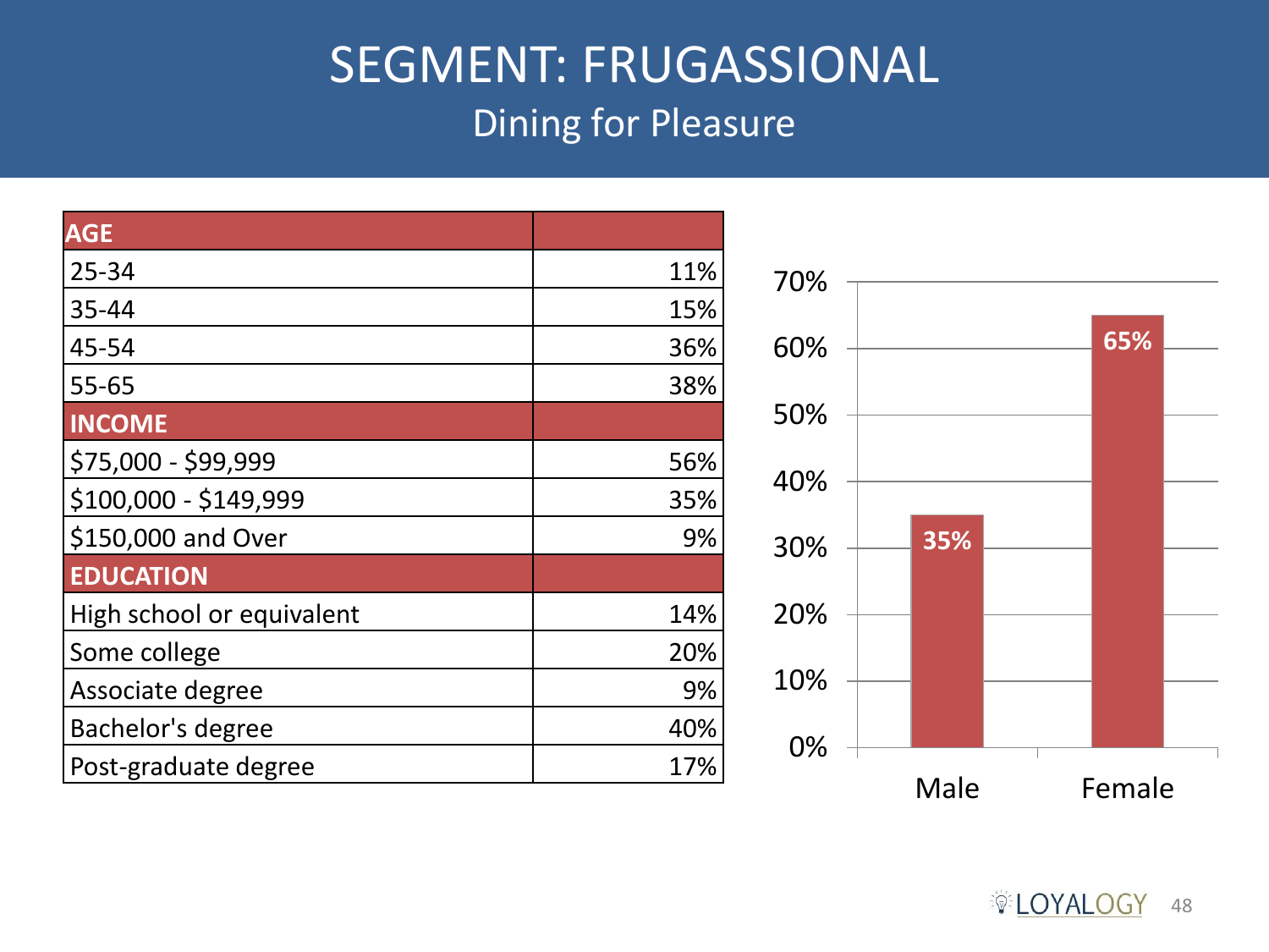# SEGMENT: FRUGASSIONAL

## Dining for Pleasure

| AGE | |
|---|---|
| 25-34 | 11% |
| 35-44 | 15% |
| 45-54 | 36% |
| 55-65 | 38% |
| **INCOME** | |
| $75,000 - $99,999 | 56% |
| $100,000 - $149,999 | 35% |
| $150,000 and Over | 9% |
| **EDUCATION** | |
| High school or equivalent | 14% |
| Some college | 20% |
| Associate degree | 9% |
| Bachelor's degree | 40% |
| Post-graduate degree | 17% |

| Gender | % |
|---|---|
| Male | 35% |
| Female | 65% |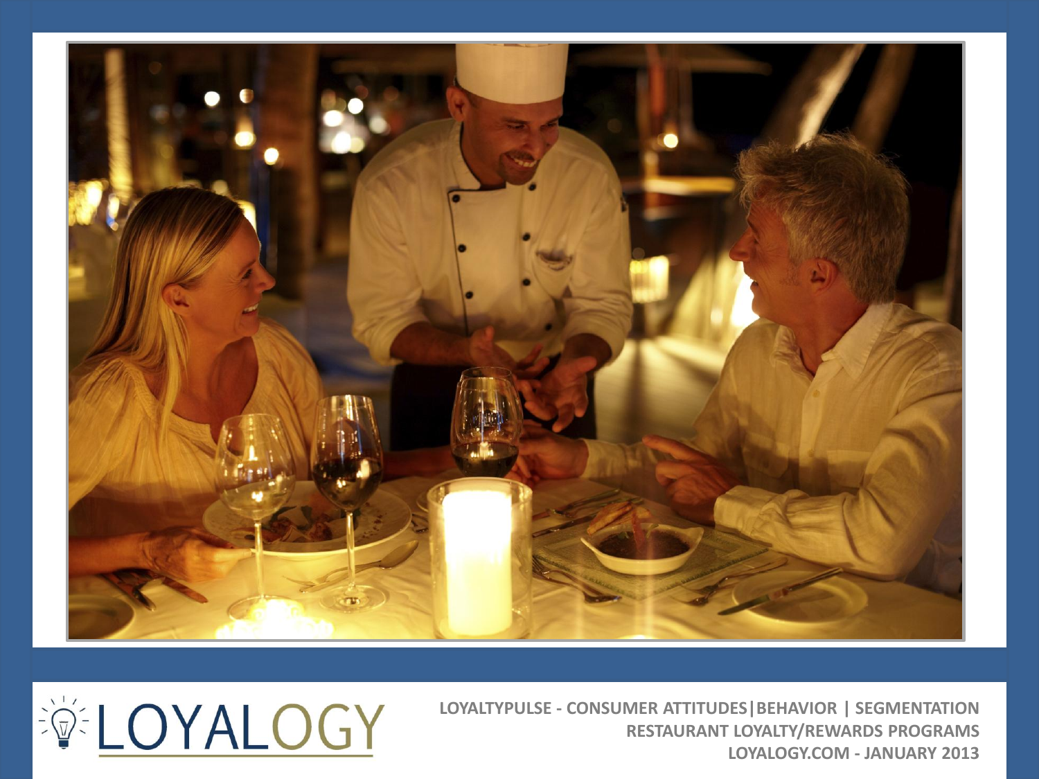LOYALOGY

**LOYALTYPULSE - CONSUMER ATTITUDES|BEHAVIOR | SEGMENTATION**
**RESTAURANT LOYALTY/REWARDS PROGRAMS**
**LOYALOGY.COM - JANUARY 2013**